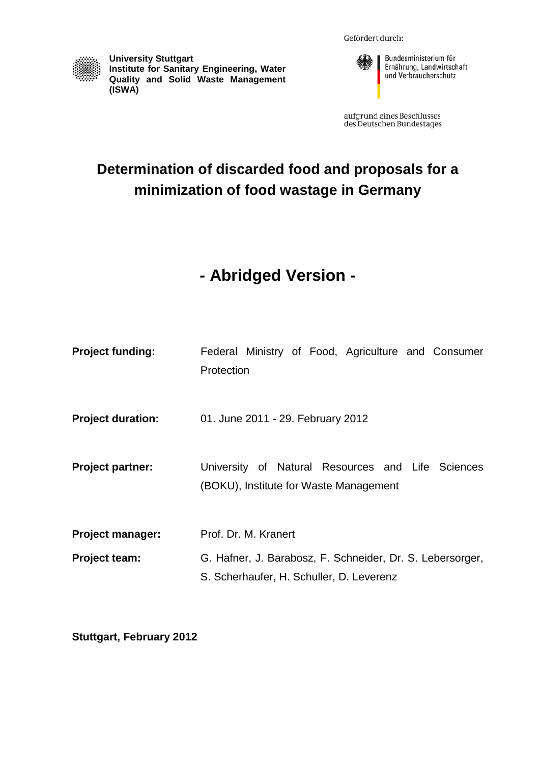**University Stuttgart**
**Institute for Sanitary Engineering, Water Quality and Solid Waste Management (ISWA)**

Gefördert durch:

Bundesministerium für Ernährung, Landwirtschaft und Verbraucherschutz

aufgrund eines Beschlusses des Deutschen Bundestages

# Determination of discarded food and proposals for a minimization of food wastage in Germany

## - Abridged Version -

**Project funding:** Federal Ministry of Food, Agriculture and Consumer Protection

**Project duration:** 01. June 2011 - 29. February 2012

**Project partner:** University of Natural Resources and Life Sciences (BOKU), Institute for Waste Management

**Project manager:** Prof. Dr. M. Kranert

**Project team:** G. Hafner, J. Barabosz, F. Schneider, Dr. S. Lebersorger, S. Scherhaufer, H. Schuller, D. Leverenz

**Stuttgart, February 2012**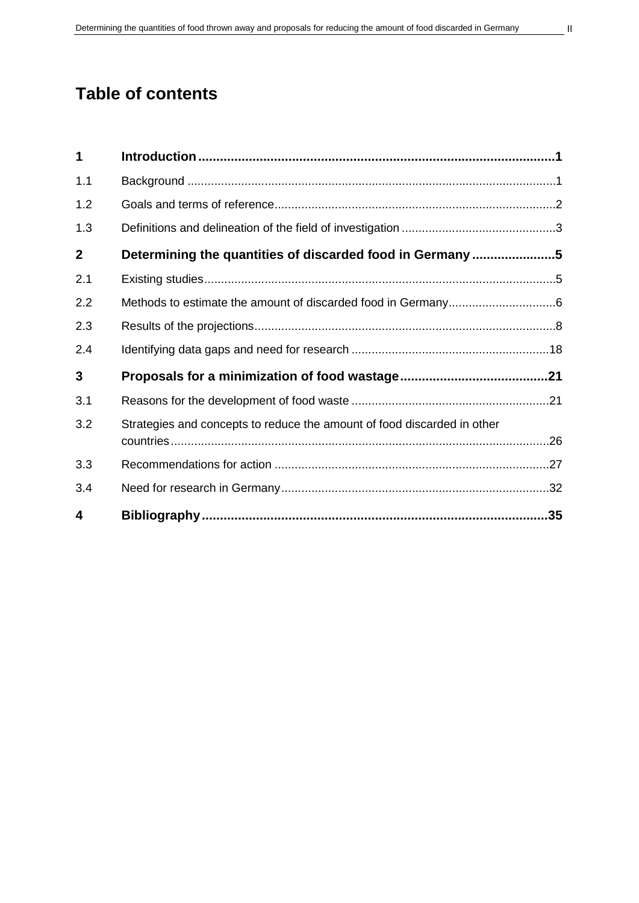# Table of contents

| | | |
|---|---|---|
| **1** | **Introduction** | **1** |
| 1.1 | Background | 1 |
| 1.2 | Goals and terms of reference | 2 |
| 1.3 | Definitions and delineation of the field of investigation | 3 |
| **2** | **Determining the quantities of discarded food in Germany** | **5** |
| 2.1 | Existing studies | 5 |
| 2.2 | Methods to estimate the amount of discarded food in Germany | 6 |
| 2.3 | Results of the projections | 8 |
| 2.4 | Identifying data gaps and need for research | 18 |
| **3** | **Proposals for a minimization of food wastage** | **21** |
| 3.1 | Reasons for the development of food waste | 21 |
| 3.2 | Strategies and concepts to reduce the amount of food discarded in other countries | 26 |
| 3.3 | Recommendations for action | 27 |
| 3.4 | Need for research in Germany | 32 |
| **4** | **Bibliography** | **35** |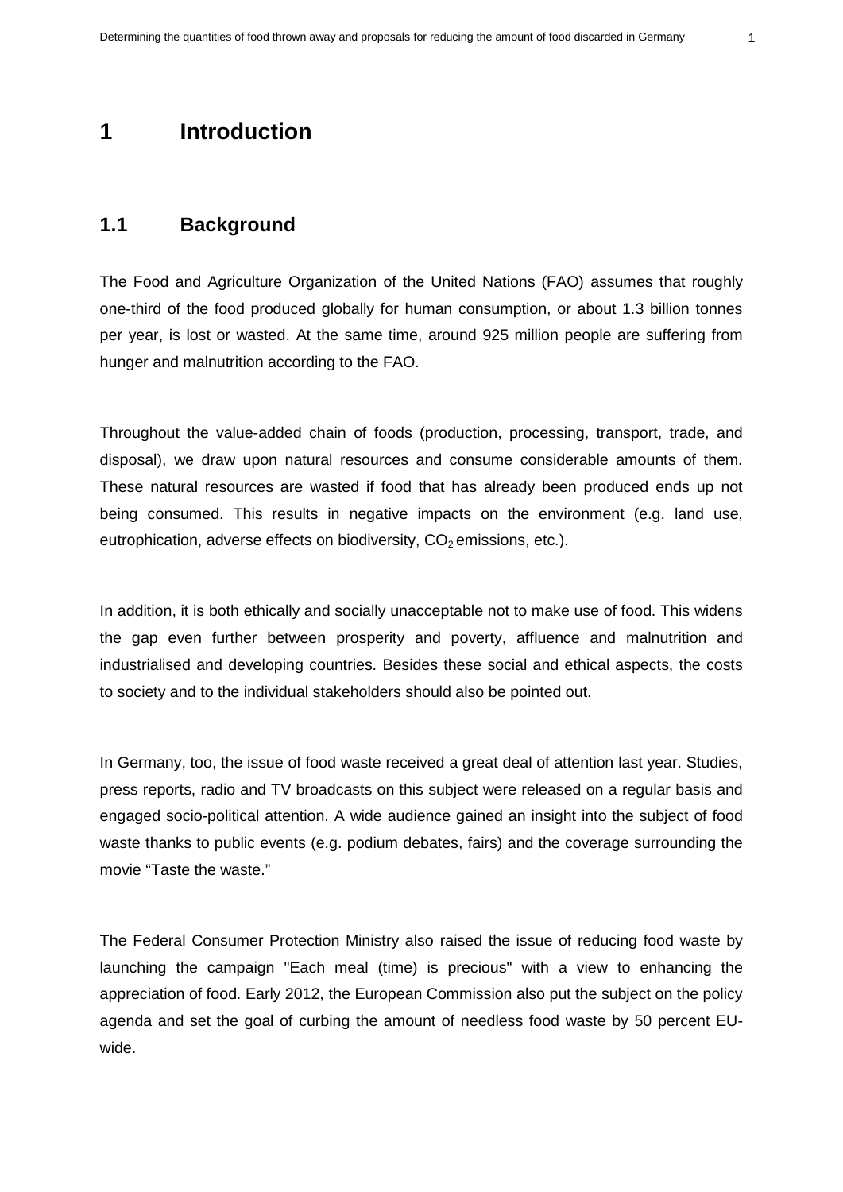# 1 Introduction

## 1.1 Background

The Food and Agriculture Organization of the United Nations (FAO) assumes that roughly one-third of the food produced globally for human consumption, or about 1.3 billion tonnes per year, is lost or wasted. At the same time, around 925 million people are suffering from hunger and malnutrition according to the FAO.

Throughout the value-added chain of foods (production, processing, transport, trade, and disposal), we draw upon natural resources and consume considerable amounts of them. These natural resources are wasted if food that has already been produced ends up not being consumed. This results in negative impacts on the environment (e.g. land use, eutrophication, adverse effects on biodiversity, $CO_2$ emissions, etc.).

In addition, it is both ethically and socially unacceptable not to make use of food. This widens the gap even further between prosperity and poverty, affluence and malnutrition and industrialised and developing countries. Besides these social and ethical aspects, the costs to society and to the individual stakeholders should also be pointed out.

In Germany, too, the issue of food waste received a great deal of attention last year. Studies, press reports, radio and TV broadcasts on this subject were released on a regular basis and engaged socio-political attention. A wide audience gained an insight into the subject of food waste thanks to public events (e.g. podium debates, fairs) and the coverage surrounding the movie “Taste the waste.”

The Federal Consumer Protection Ministry also raised the issue of reducing food waste by launching the campaign "Each meal (time) is precious" with a view to enhancing the appreciation of food. Early 2012, the European Commission also put the subject on the policy agenda and set the goal of curbing the amount of needless food waste by 50 percent EU-wide.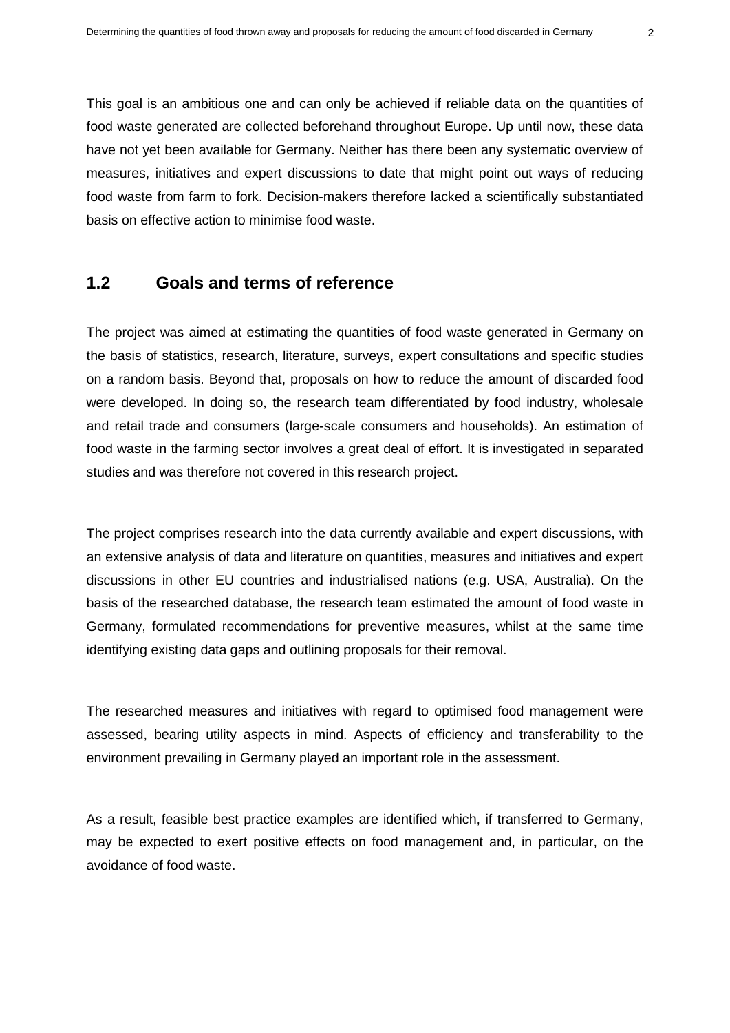This goal is an ambitious one and can only be achieved if reliable data on the quantities of food waste generated are collected beforehand throughout Europe. Up until now, these data have not yet been available for Germany. Neither has there been any systematic overview of measures, initiatives and expert discussions to date that might point out ways of reducing food waste from farm to fork. Decision-makers therefore lacked a scientifically substantiated basis on effective action to minimise food waste.

## 1.2 Goals and terms of reference

The project was aimed at estimating the quantities of food waste generated in Germany on the basis of statistics, research, literature, surveys, expert consultations and specific studies on a random basis. Beyond that, proposals on how to reduce the amount of discarded food were developed. In doing so, the research team differentiated by food industry, wholesale and retail trade and consumers (large-scale consumers and households). An estimation of food waste in the farming sector involves a great deal of effort. It is investigated in separated studies and was therefore not covered in this research project.

The project comprises research into the data currently available and expert discussions, with an extensive analysis of data and literature on quantities, measures and initiatives and expert discussions in other EU countries and industrialised nations (e.g. USA, Australia). On the basis of the researched database, the research team estimated the amount of food waste in Germany, formulated recommendations for preventive measures, whilst at the same time identifying existing data gaps and outlining proposals for their removal.

The researched measures and initiatives with regard to optimised food management were assessed, bearing utility aspects in mind. Aspects of efficiency and transferability to the environment prevailing in Germany played an important role in the assessment.

As a result, feasible best practice examples are identified which, if transferred to Germany, may be expected to exert positive effects on food management and, in particular, on the avoidance of food waste.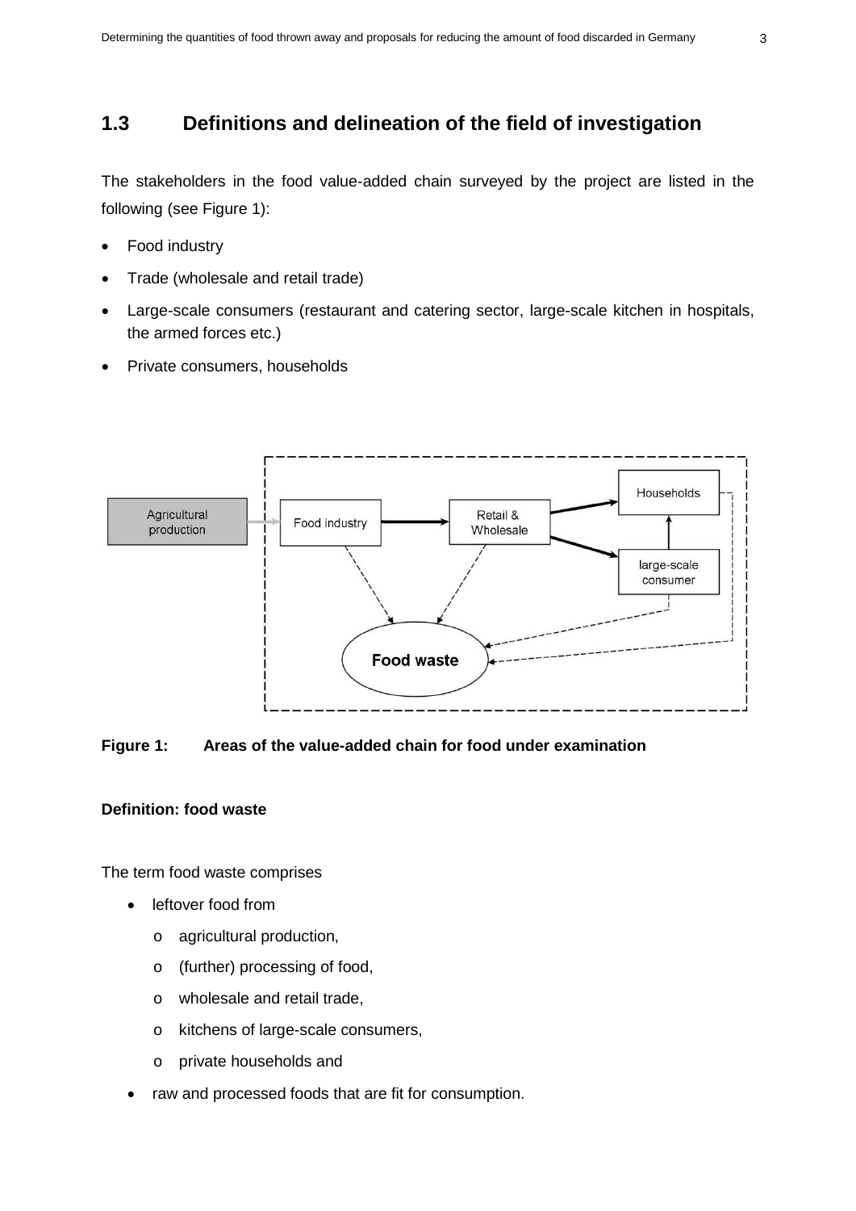## 1.3 Definitions and delineation of the field of investigation

The stakeholders in the food value-added chain surveyed by the project are listed in the following (see Figure 1):

- Food industry
- Trade (wholesale and retail trade)
- Large-scale consumers (restaurant and catering sector, large-scale kitchen in hospitals, the armed forces etc.)
- Private consumers, households

**Figure 1: Areas of the value-added chain for food under examination**

#### Definition: food waste

The term food waste comprises

- leftover food from
  - agricultural production,
  - (further) processing of food,
  - wholesale and retail trade,
  - kitchens of large-scale consumers,
  - private households and
- raw and processed foods that are fit for consumption.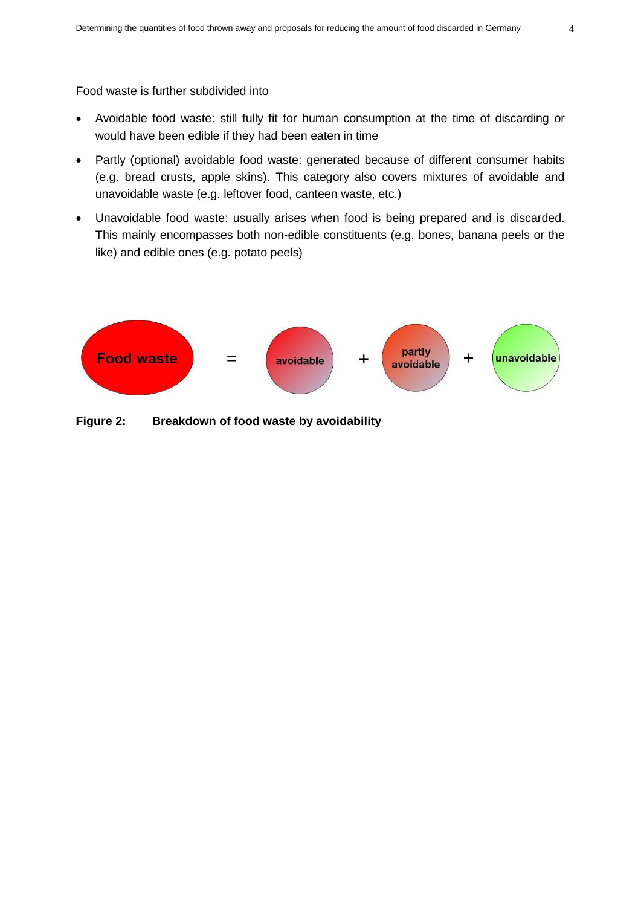Food waste is further subdivided into

- Avoidable food waste: still fully fit for human consumption at the time of discarding or would have been edible if they had been eaten in time
- Partly (optional) avoidable food waste: generated because of different consumer habits (e.g. bread crusts, apple skins). This category also covers mixtures of avoidable and unavoidable waste (e.g. leftover food, canteen waste, etc.)
- Unavoidable food waste: usually arises when food is being prepared and is discarded. This mainly encompasses both non-edible constituents (e.g. bones, banana peels or the like) and edible ones (e.g. potato peels)

Food waste = avoidable + partly avoidable + unavoidable

**Figure 2: Breakdown of food waste by avoidability**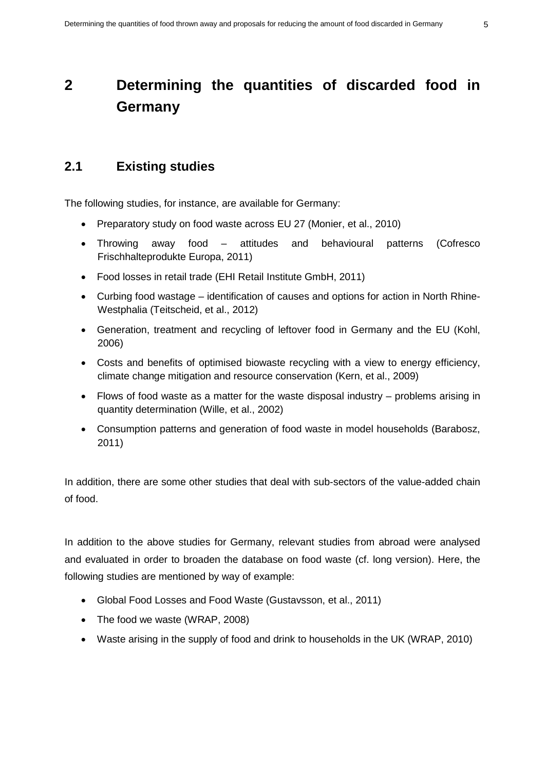# 2 Determining the quantities of discarded food in Germany

## 2.1 Existing studies

The following studies, for instance, are available for Germany:

- Preparatory study on food waste across EU 27 (Monier, et al., 2010)
- Throwing away food – attitudes and behavioural patterns (Cofresco Frischhalteprodukte Europa, 2011)
- Food losses in retail trade (EHI Retail Institute GmbH, 2011)
- Curbing food wastage – identification of causes and options for action in North Rhine-Westphalia (Teitscheid, et al., 2012)
- Generation, treatment and recycling of leftover food in Germany and the EU (Kohl, 2006)
- Costs and benefits of optimised biowaste recycling with a view to energy efficiency, climate change mitigation and resource conservation (Kern, et al., 2009)
- Flows of food waste as a matter for the waste disposal industry – problems arising in quantity determination (Wille, et al., 2002)
- Consumption patterns and generation of food waste in model households (Barabosz, 2011)

In addition, there are some other studies that deal with sub-sectors of the value-added chain of food.

In addition to the above studies for Germany, relevant studies from abroad were analysed and evaluated in order to broaden the database on food waste (cf. long version). Here, the following studies are mentioned by way of example:

- Global Food Losses and Food Waste (Gustavsson, et al., 2011)
- The food we waste (WRAP, 2008)
- Waste arising in the supply of food and drink to households in the UK (WRAP, 2010)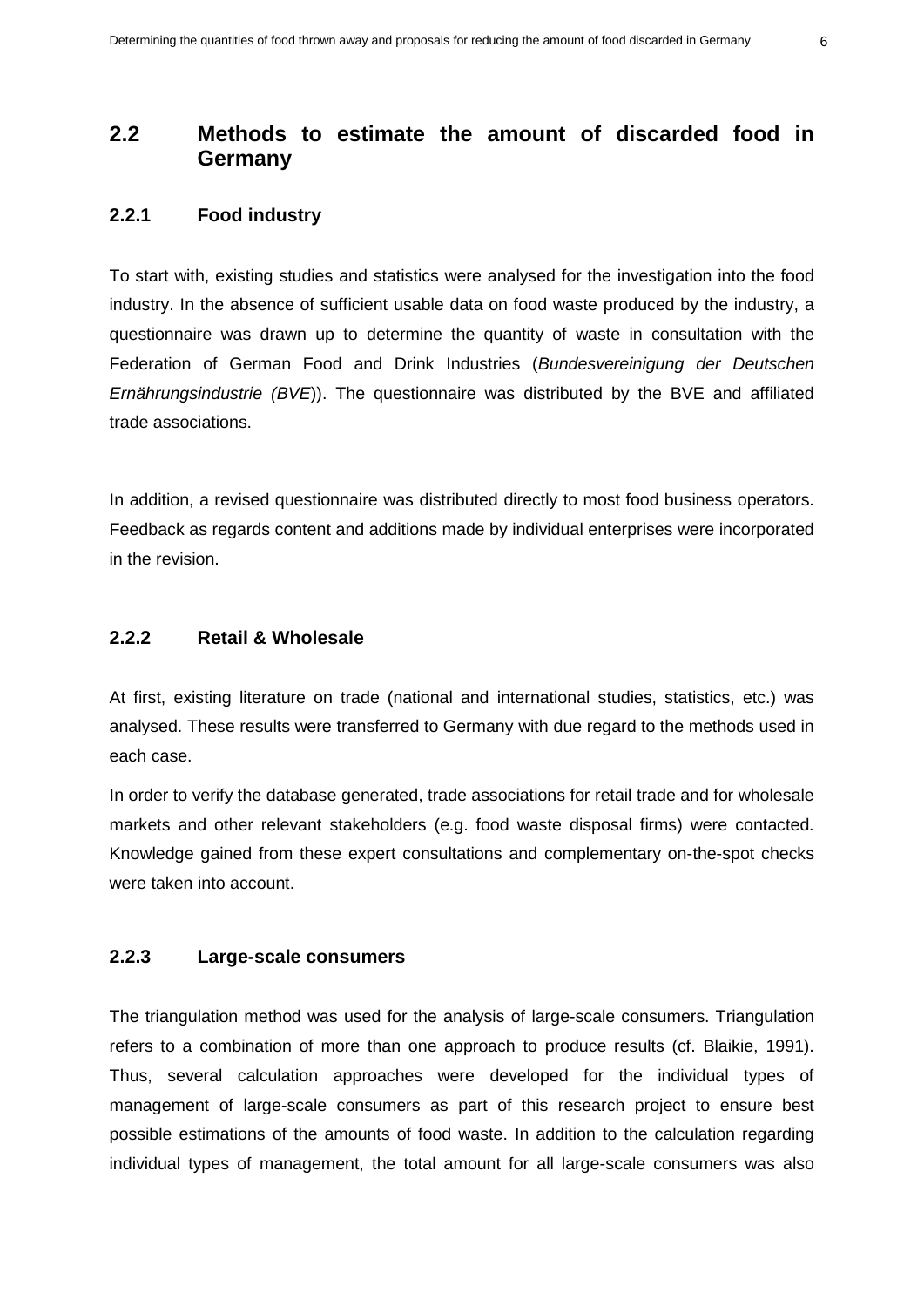## 2.2 Methods to estimate the amount of discarded food in Germany

### 2.2.1 Food industry

To start with, existing studies and statistics were analysed for the investigation into the food industry. In the absence of sufficient usable data on food waste produced by the industry, a questionnaire was drawn up to determine the quantity of waste in consultation with the Federation of German Food and Drink Industries (*Bundesvereinigung der Deutschen Ernährungsindustrie (BVE*)). The questionnaire was distributed by the BVE and affiliated trade associations.

In addition, a revised questionnaire was distributed directly to most food business operators. Feedback as regards content and additions made by individual enterprises were incorporated in the revision.

### 2.2.2 Retail & Wholesale

At first, existing literature on trade (national and international studies, statistics, etc.) was analysed. These results were transferred to Germany with due regard to the methods used in each case.

In order to verify the database generated, trade associations for retail trade and for wholesale markets and other relevant stakeholders (e.g. food waste disposal firms) were contacted. Knowledge gained from these expert consultations and complementary on-the-spot checks were taken into account.

### 2.2.3 Large-scale consumers

The triangulation method was used for the analysis of large-scale consumers. Triangulation refers to a combination of more than one approach to produce results (cf. Blaikie, 1991). Thus, several calculation approaches were developed for the individual types of management of large-scale consumers as part of this research project to ensure best possible estimations of the amounts of food waste. In addition to the calculation regarding individual types of management, the total amount for all large-scale consumers was also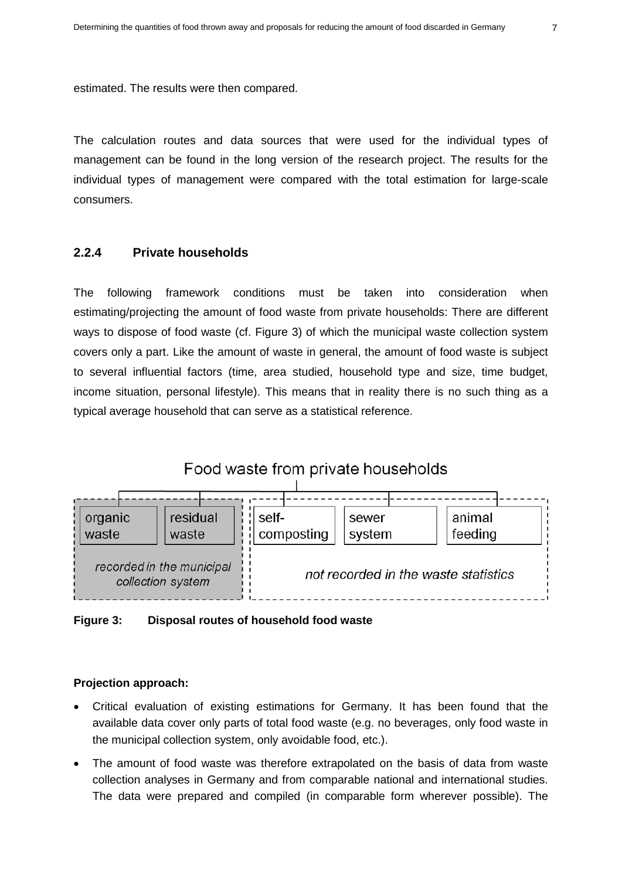estimated. The results were then compared.

The calculation routes and data sources that were used for the individual types of management can be found in the long version of the research project. The results for the individual types of management were compared with the total estimation for large-scale consumers.

### 2.2.4 Private households

The following framework conditions must be taken into consideration when estimating/projecting the amount of food waste from private households: There are different ways to dispose of food waste (cf. Figure 3) of which the municipal waste collection system covers only a part. Like the amount of waste in general, the amount of food waste is subject to several influential factors (time, area studied, household type and size, time budget, income situation, personal lifestyle). This means that in reality there is no such thing as a typical average household that can serve as a statistical reference.

Food waste from private households

| organic waste | residual waste | self-composting | sewer system | animal feeding |
|---|---|---|---|---|
| *recorded in the municipal collection system* | | *not recorded in the waste statistics* | | |

**Figure 3: Disposal routes of household food waste**

**Projection approach:**

- Critical evaluation of existing estimations for Germany. It has been found that the available data cover only parts of total food waste (e.g. no beverages, only food waste in the municipal collection system, only avoidable food, etc.).
- The amount of food waste was therefore extrapolated on the basis of data from waste collection analyses in Germany and from comparable national and international studies. The data were prepared and compiled (in comparable form wherever possible). The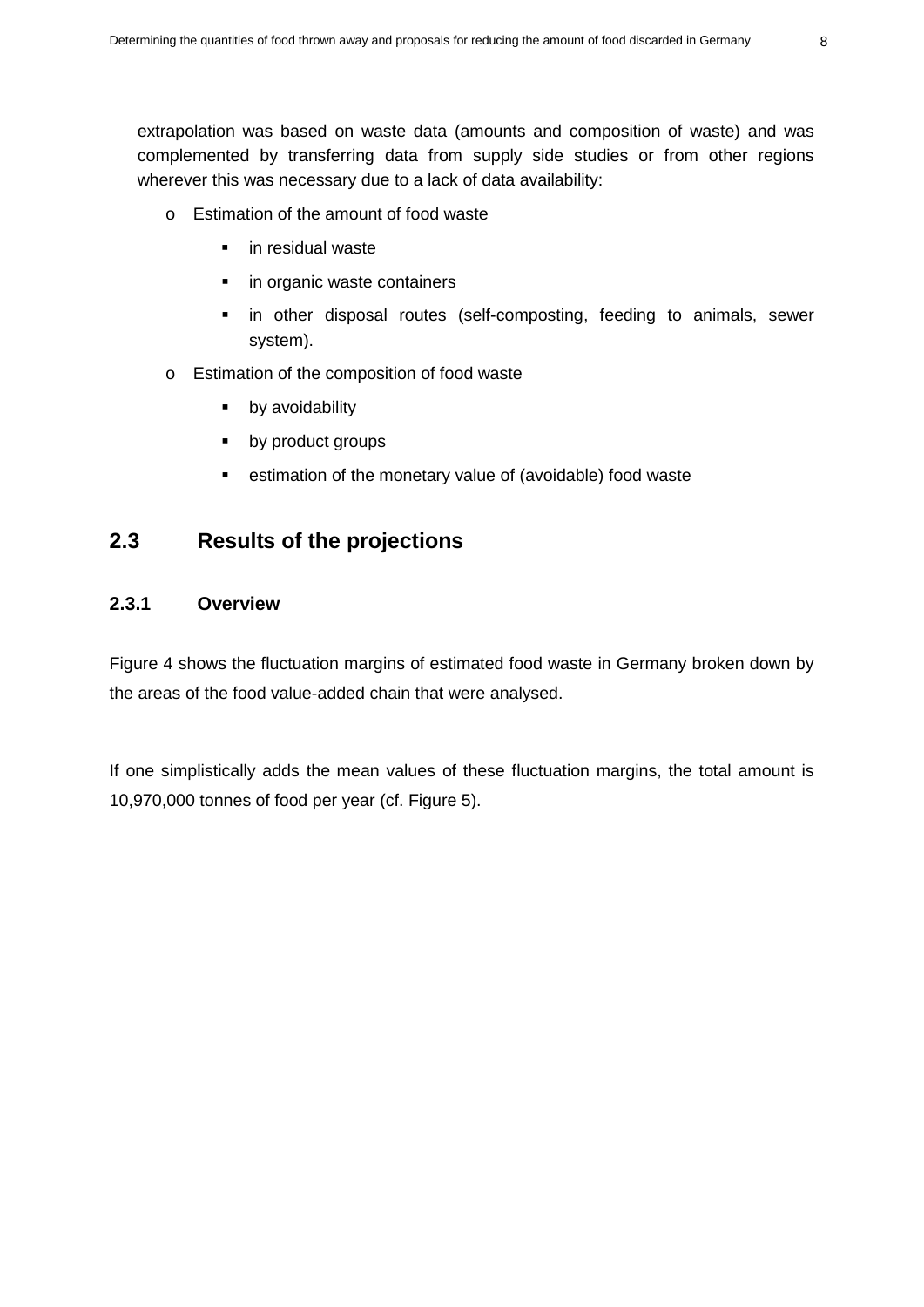extrapolation was based on waste data (amounts and composition of waste) and was complemented by transferring data from supply side studies or from other regions wherever this was necessary due to a lack of data availability:

- Estimation of the amount of food waste
  - in residual waste
  - in organic waste containers
  - in other disposal routes (self-composting, feeding to animals, sewer system).
- Estimation of the composition of food waste
  - by avoidability
  - by product groups
  - estimation of the monetary value of (avoidable) food waste

## 2.3 Results of the projections

### 2.3.1 Overview

Figure 4 shows the fluctuation margins of estimated food waste in Germany broken down by the areas of the food value-added chain that were analysed.

If one simplistically adds the mean values of these fluctuation margins, the total amount is 10,970,000 tonnes of food per year (cf. Figure 5).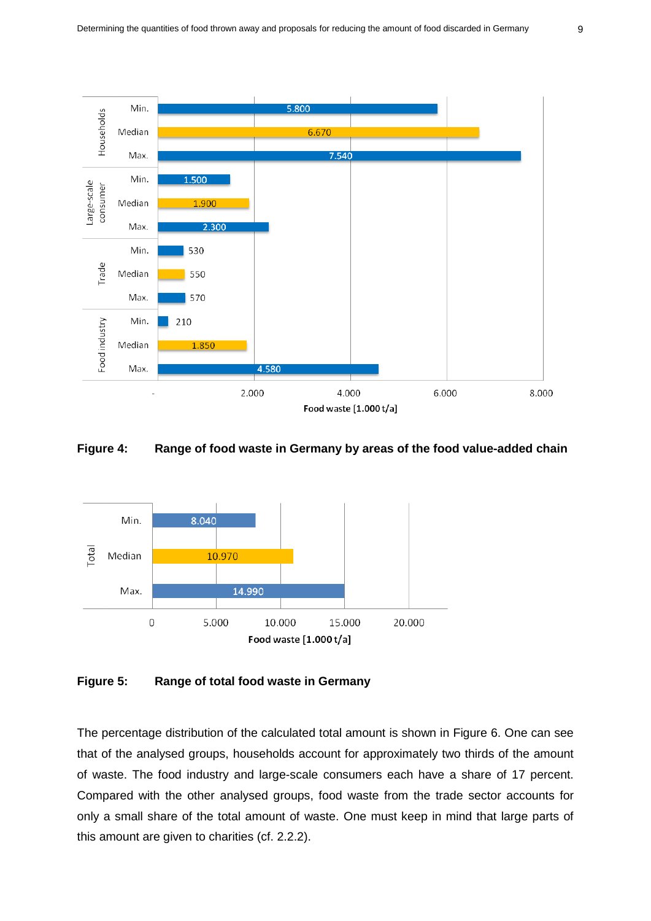| Area | | Food waste [1.000 t/a] |
|---|---|---|
| Households | Min. | 5.800 |
| | Median | 6.670 |
| | Max. | 7.540 |
| Large-scale consumer | Min. | 1.500 |
| | Median | 1.900 |
| | Max. | 2.300 |
| Trade | Min. | 530 |
| | Median | 550 |
| | Max. | 570 |
| Food industry | Min. | 210 |
| | Median | 1.850 |
| | Max. | 4.580 |

**Figure 4: Range of food waste in Germany by areas of the food value-added chain**

| | | Food waste [1.000 t/a] |
|---|---|---|
| Total | Min. | 8.040 |
| | Median | 10.970 |
| | Max. | 14.990 |

**Figure 5: Range of total food waste in Germany**

The percentage distribution of the calculated total amount is shown in Figure 6. One can see that of the analysed groups, households account for approximately two thirds of the amount of waste. The food industry and large-scale consumers each have a share of 17 percent. Compared with the other analysed groups, food waste from the trade sector accounts for only a small share of the total amount of waste. One must keep in mind that large parts of this amount are given to charities (cf. 2.2.2).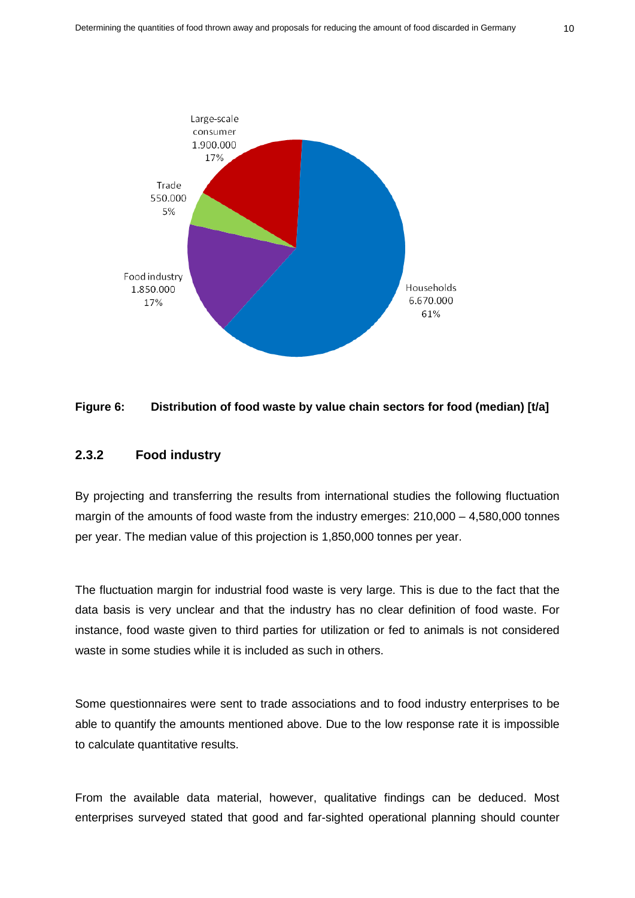Large-scale consumer
1.900.000
17%

Trade
550.000
5%

Food industry
1.850.000
17%

Households
6.670.000
61%

**Figure 6: Distribution of food waste by value chain sectors for food (median) [t/a]**

### 2.3.2 Food industry

By projecting and transferring the results from international studies the following fluctuation margin of the amounts of food waste from the industry emerges: 210,000 – 4,580,000 tonnes per year. The median value of this projection is 1,850,000 tonnes per year.

The fluctuation margin for industrial food waste is very large. This is due to the fact that the data basis is very unclear and that the industry has no clear definition of food waste. For instance, food waste given to third parties for utilization or fed to animals is not considered waste in some studies while it is included as such in others.

Some questionnaires were sent to trade associations and to food industry enterprises to be able to quantify the amounts mentioned above. Due to the low response rate it is impossible to calculate quantitative results.

From the available data material, however, qualitative findings can be deduced. Most enterprises surveyed stated that good and far-sighted operational planning should counter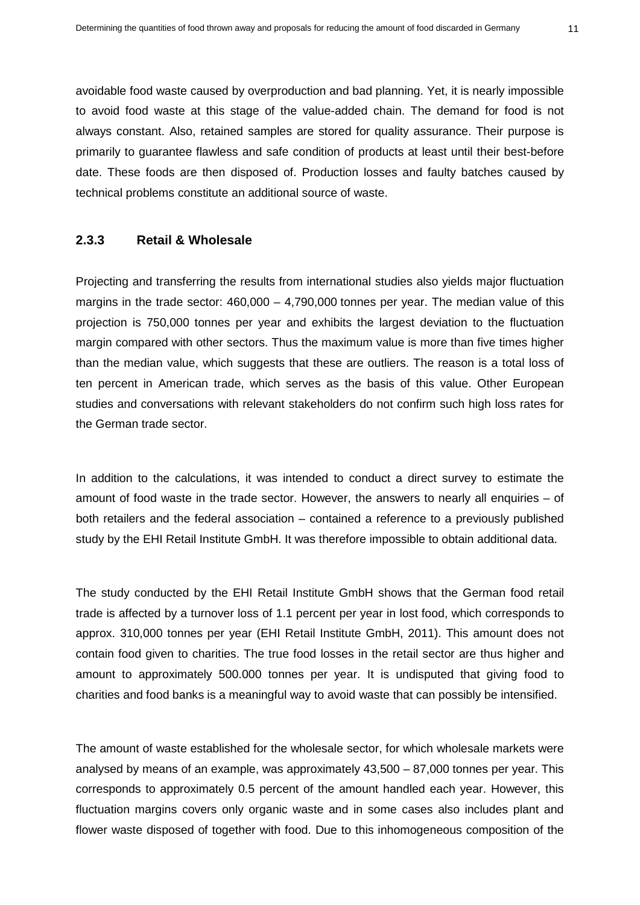avoidable food waste caused by overproduction and bad planning. Yet, it is nearly impossible to avoid food waste at this stage of the value-added chain. The demand for food is not always constant. Also, retained samples are stored for quality assurance. Their purpose is primarily to guarantee flawless and safe condition of products at least until their best-before date. These foods are then disposed of. Production losses and faulty batches caused by technical problems constitute an additional source of waste.

### 2.3.3 Retail & Wholesale

Projecting and transferring the results from international studies also yields major fluctuation margins in the trade sector: 460,000 – 4,790,000 tonnes per year. The median value of this projection is 750,000 tonnes per year and exhibits the largest deviation to the fluctuation margin compared with other sectors. Thus the maximum value is more than five times higher than the median value, which suggests that these are outliers. The reason is a total loss of ten percent in American trade, which serves as the basis of this value. Other European studies and conversations with relevant stakeholders do not confirm such high loss rates for the German trade sector.

In addition to the calculations, it was intended to conduct a direct survey to estimate the amount of food waste in the trade sector. However, the answers to nearly all enquiries – of both retailers and the federal association – contained a reference to a previously published study by the EHI Retail Institute GmbH. It was therefore impossible to obtain additional data.

The study conducted by the EHI Retail Institute GmbH shows that the German food retail trade is affected by a turnover loss of 1.1 percent per year in lost food, which corresponds to approx. 310,000 tonnes per year (EHI Retail Institute GmbH, 2011). This amount does not contain food given to charities. The true food losses in the retail sector are thus higher and amount to approximately 500.000 tonnes per year. It is undisputed that giving food to charities and food banks is a meaningful way to avoid waste that can possibly be intensified.

The amount of waste established for the wholesale sector, for which wholesale markets were analysed by means of an example, was approximately 43,500 – 87,000 tonnes per year. This corresponds to approximately 0.5 percent of the amount handled each year. However, this fluctuation margins covers only organic waste and in some cases also includes plant and flower waste disposed of together with food. Due to this inhomogeneous composition of the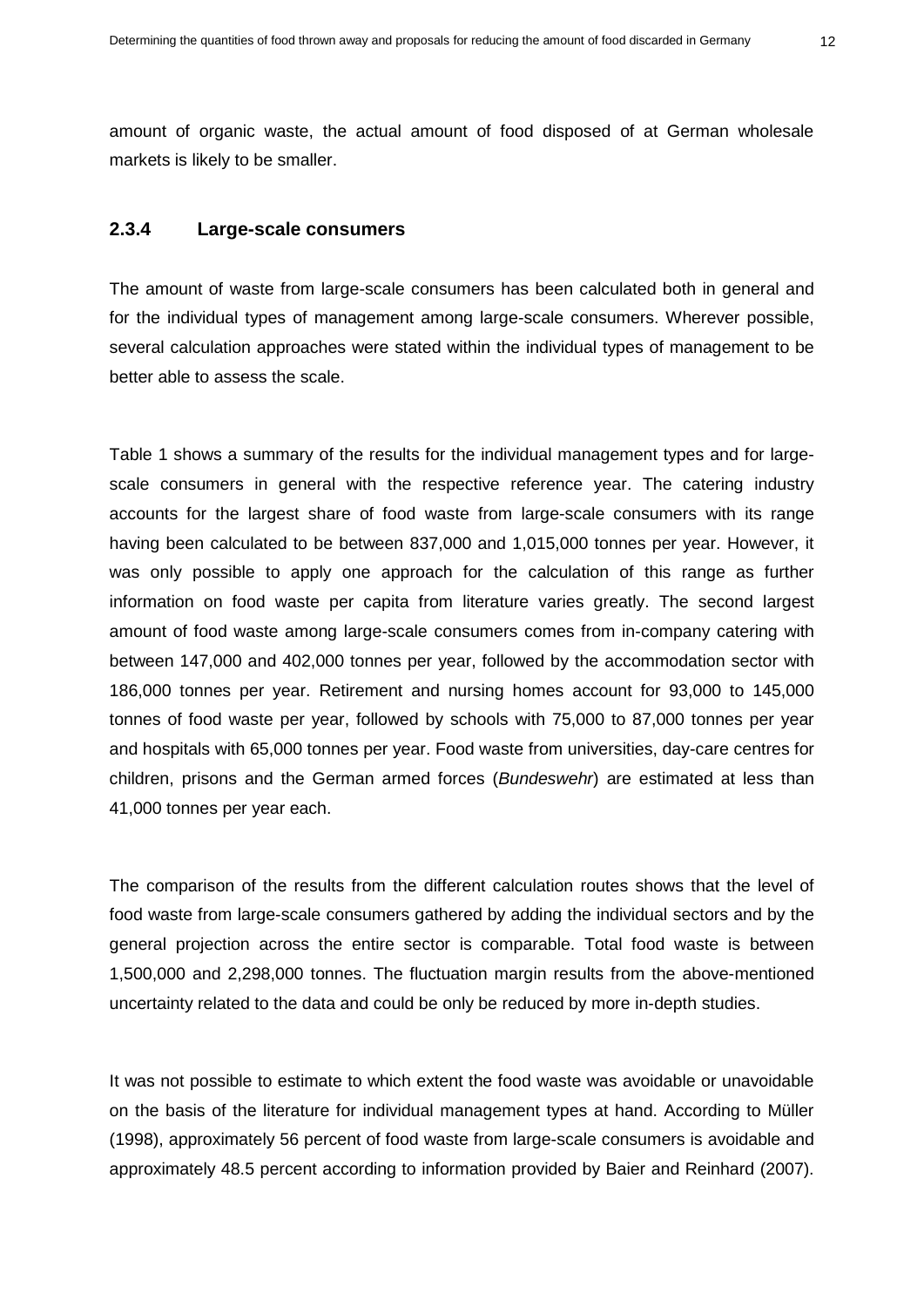amount of organic waste, the actual amount of food disposed of at German wholesale markets is likely to be smaller.

### 2.3.4 Large-scale consumers

The amount of waste from large-scale consumers has been calculated both in general and for the individual types of management among large-scale consumers. Wherever possible, several calculation approaches were stated within the individual types of management to be better able to assess the scale.

Table 1 shows a summary of the results for the individual management types and for large-scale consumers in general with the respective reference year. The catering industry accounts for the largest share of food waste from large-scale consumers with its range having been calculated to be between 837,000 and 1,015,000 tonnes per year. However, it was only possible to apply one approach for the calculation of this range as further information on food waste per capita from literature varies greatly. The second largest amount of food waste among large-scale consumers comes from in-company catering with between 147,000 and 402,000 tonnes per year, followed by the accommodation sector with 186,000 tonnes per year. Retirement and nursing homes account for 93,000 to 145,000 tonnes of food waste per year, followed by schools with 75,000 to 87,000 tonnes per year and hospitals with 65,000 tonnes per year. Food waste from universities, day-care centres for children, prisons and the German armed forces (*Bundeswehr*) are estimated at less than 41,000 tonnes per year each.

The comparison of the results from the different calculation routes shows that the level of food waste from large-scale consumers gathered by adding the individual sectors and by the general projection across the entire sector is comparable. Total food waste is between 1,500,000 and 2,298,000 tonnes. The fluctuation margin results from the above-mentioned uncertainty related to the data and could be only be reduced by more in-depth studies.

It was not possible to estimate to which extent the food waste was avoidable or unavoidable on the basis of the literature for individual management types at hand. According to Müller (1998), approximately 56 percent of food waste from large-scale consumers is avoidable and approximately 48.5 percent according to information provided by Baier and Reinhard (2007).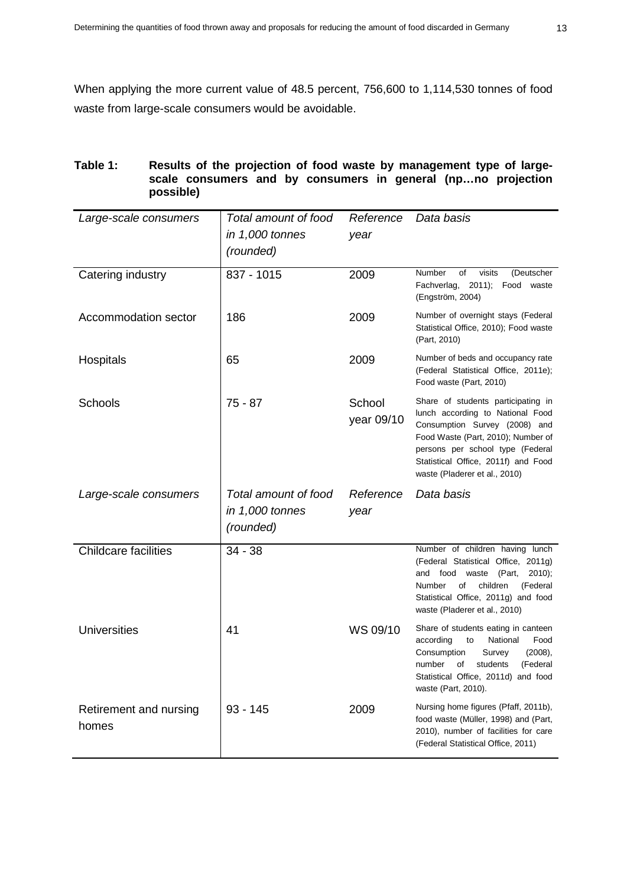When applying the more current value of 48.5 percent, 756,600 to 1,114,530 tonnes of food waste from large-scale consumers would be avoidable.

**Table 1: Results of the projection of food waste by management type of large-scale consumers and by consumers in general (np…no projection possible)**

| *Large-scale consumers* | *Total amount of food in 1,000 tonnes (rounded)* | *Reference year* | *Data basis* |
|---|---|---|---|
| Catering industry | 837 - 1015 | 2009 | Number of visits (Deutscher Fachverlag, 2011); Food waste (Engström, 2004) |
| Accommodation sector | 186 | 2009 | Number of overnight stays (Federal Statistical Office, 2010); Food waste (Part, 2010) |
| Hospitals | 65 | 2009 | Number of beds and occupancy rate (Federal Statistical Office, 2011e); Food waste (Part, 2010) |
| Schools | 75 - 87 | School year 09/10 | Share of students participating in lunch according to National Food Consumption Survey (2008) and Food Waste (Part, 2010); Number of persons per school type (Federal Statistical Office, 2011f) and Food waste (Pladerer et al., 2010) |
| Childcare facilities | 34 - 38 | | Number of children having lunch (Federal Statistical Office, 2011g) and food waste (Part, 2010); Number of children (Federal Statistical Office, 2011g) and food waste (Pladerer et al., 2010) |
| Universities | 41 | WS 09/10 | Share of students eating in canteen according to National Food Consumption Survey (2008), number of students (Federal Statistical Office, 2011d) and food waste (Part, 2010). |
| Retirement and nursing homes | 93 - 145 | 2009 | Nursing home figures (Pfaff, 2011b), food waste (Müller, 1998) and (Part, 2010), number of facilities for care (Federal Statistical Office, 2011) |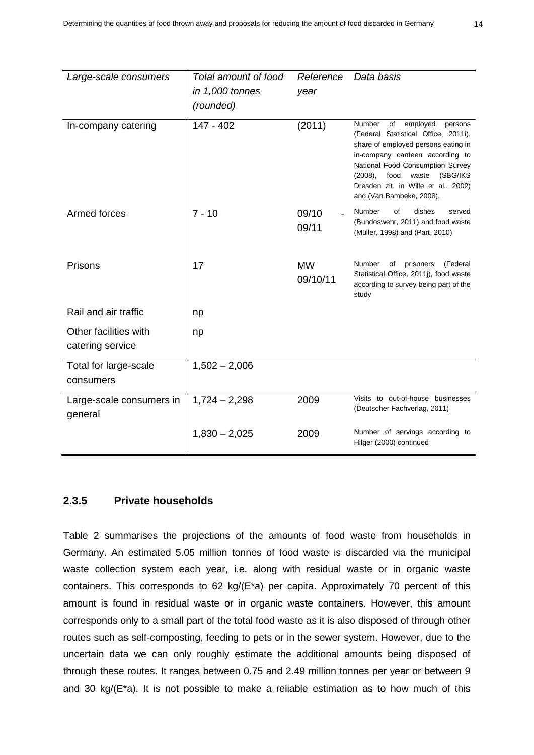| *Large-scale consumers* | *Total amount of food in 1,000 tonnes (rounded)* | *Reference year* | *Data basis* |
|---|---|---|---|
| In-company catering | 147 - 402 | (2011) | Number of employed persons (Federal Statistical Office, 2011i), share of employed persons eating in in-company canteen according to National Food Consumption Survey (2008), food waste (SBG/IKS Dresden zit. in Wille et al., 2002) and (Van Bambeke, 2008). |
| Armed forces | 7 - 10 | 09/10 - 09/11 | Number of dishes served (Bundeswehr, 2011) and food waste (Müller, 1998) and (Part, 2010) |
| Prisons | 17 | MW 09/10/11 | Number of prisoners (Federal Statistical Office, 2011j), food waste according to survey being part of the study |
| Rail and air traffic | np | | |
| Other facilities with catering service | np | | |
| Total for large-scale consumers | 1,502 – 2,006 | | |
| Large-scale consumers in general | 1,724 – 2,298 | 2009 | Visits to out-of-house businesses (Deutscher Fachverlag, 2011) |
| | 1,830 – 2,025 | 2009 | Number of servings according to Hilger (2000) continued |

### 2.3.5 Private households

Table 2 summarises the projections of the amounts of food waste from households in Germany. An estimated 5.05 million tonnes of food waste is discarded via the municipal waste collection system each year, i.e. along with residual waste or in organic waste containers. This corresponds to 62 kg/(E*a) per capita. Approximately 70 percent of this amount is found in residual waste or in organic waste containers. However, this amount corresponds only to a small part of the total food waste as it is also disposed of through other routes such as self-composting, feeding to pets or in the sewer system. However, due to the uncertain data we can only roughly estimate the additional amounts being disposed of through these routes. It ranges between 0.75 and 2.49 million tonnes per year or between 9 and 30 kg/(E*a). It is not possible to make a reliable estimation as to how much of this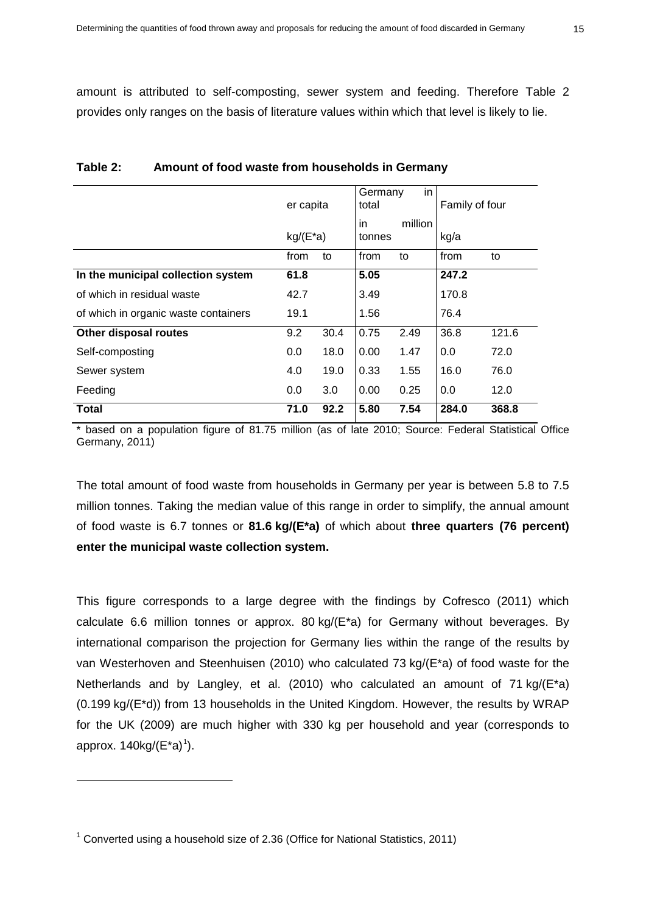amount is attributed to self-composting, sewer system and feeding. Therefore Table 2 provides only ranges on the basis of literature values within which that level is likely to lie.

**Table 2: Amount of food waste from households in Germany**

| | er capita kg/(E*a) | | Germany in total in million tonnes | | Family of four kg/a | |
|---|---|---|---|---|---|---|
| | from | to | from | to | from | to |
| **In the municipal collection system** | **61.8** | | **5.05** | | **247.2** | |
| of which in residual waste | 42.7 | | 3.49 | | 170.8 | |
| of which in organic waste containers | 19.1 | | 1.56 | | 76.4 | |
| **Other disposal routes** | 9.2 | 30.4 | 0.75 | 2.49 | 36.8 | 121.6 |
| Self-composting | 0.0 | 18.0 | 0.00 | 1.47 | 0.0 | 72.0 |
| Sewer system | 4.0 | 19.0 | 0.33 | 1.55 | 16.0 | 76.0 |
| Feeding | 0.0 | 3.0 | 0.00 | 0.25 | 0.0 | 12.0 |
| **Total** | **71.0** | **92.2** | **5.80** | **7.54** | **284.0** | **368.8** |

* based on a population figure of 81.75 million (as of late 2010; Source: Federal Statistical Office Germany, 2011)

The total amount of food waste from households in Germany per year is between 5.8 to 7.5 million tonnes. Taking the median value of this range in order to simplify, the annual amount of food waste is 6.7 tonnes or **81.6 kg/(E*a)** of which about **three quarters (76 percent) enter the municipal waste collection system.**

This figure corresponds to a large degree with the findings by Cofresco (2011) which calculate 6.6 million tonnes or approx. 80 kg/(E*a) for Germany without beverages. By international comparison the projection for Germany lies within the range of the results by van Westerhoven and Steenhuisen (2010) who calculated 73 kg/(E*a) of food waste for the Netherlands and by Langley, et al. (2010) who calculated an amount of 71 kg/(E*a) (0.199 kg/(E*d)) from 13 households in the United Kingdom. However, the results by WRAP for the UK (2009) are much higher with 330 kg per household and year (corresponds to approx. 140kg/(E*a)[1]).

[1] Converted using a household size of 2.36 (Office for National Statistics, 2011)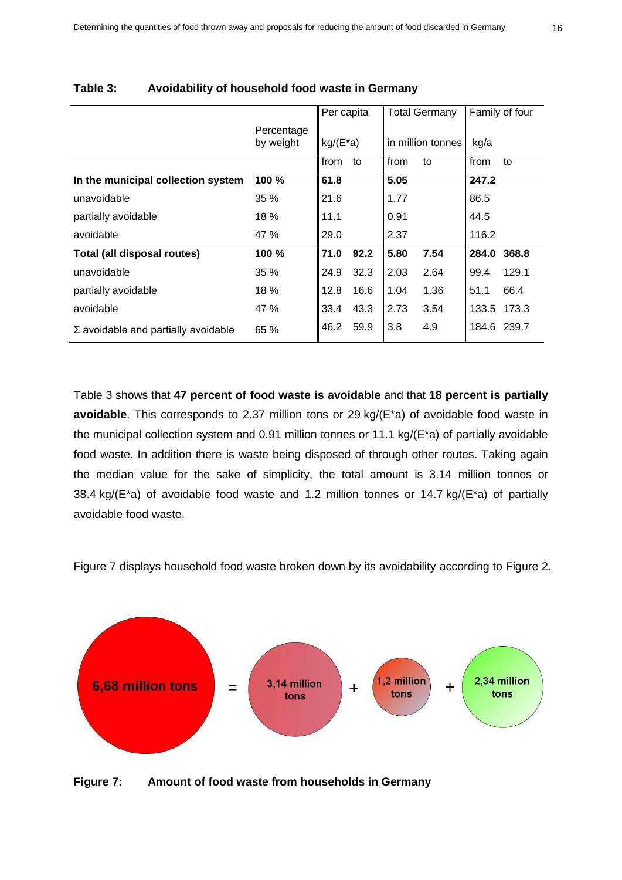**Table 3: Avoidability of household food waste in Germany**

| | Percentage by weight | Per capita kg/(E*a) | | Total Germany in million tonnes | | Family of four kg/a | |
|---|---|---|---|---|---|---|---|
| | | from | to | from | to | from | to |
| **In the municipal collection system** | **100 %** | **61.8** | | **5.05** | | **247.2** | |
| unavoidable | 35 % | 21.6 | | 1.77 | | 86.5 | |
| partially avoidable | 18 % | 11.1 | | 0.91 | | 44.5 | |
| avoidable | 47 % | 29.0 | | 2.37 | | 116.2 | |
| **Total (all disposal routes)** | **100 %** | **71.0** | **92.2** | **5.80** | **7.54** | **284.0** | **368.8** |
| unavoidable | 35 % | 24.9 | 32.3 | 2.03 | 2.64 | 99.4 | 129.1 |
| partially avoidable | 18 % | 12.8 | 16.6 | 1.04 | 1.36 | 51.1 | 66.4 |
| avoidable | 47 % | 33.4 | 43.3 | 2.73 | 3.54 | 133.5 | 173.3 |
| Σ avoidable and partially avoidable | 65 % | 46.2 | 59.9 | 3.8 | 4.9 | 184.6 | 239.7 |

Table 3 shows that **47 percent of food waste is avoidable** and that **18 percent is partially avoidable**. This corresponds to 2.37 million tons or 29 kg/(E*a) of avoidable food waste in the municipal collection system and 0.91 million tonnes or 11.1 kg/(E*a) of partially avoidable food waste. In addition there is waste being disposed of through other routes. Taking again the median value for the sake of simplicity, the total amount is 3.14 million tonnes or 38.4 kg/(E*a) of avoidable food waste and 1.2 million tonnes or 14.7 kg/(E*a) of partially avoidable food waste.

Figure 7 displays household food waste broken down by its avoidability according to Figure 2.

6,68 million tons = 3,14 million tons + 1,2 million tons + 2,34 million tons

**Figure 7: Amount of food waste from households in Germany**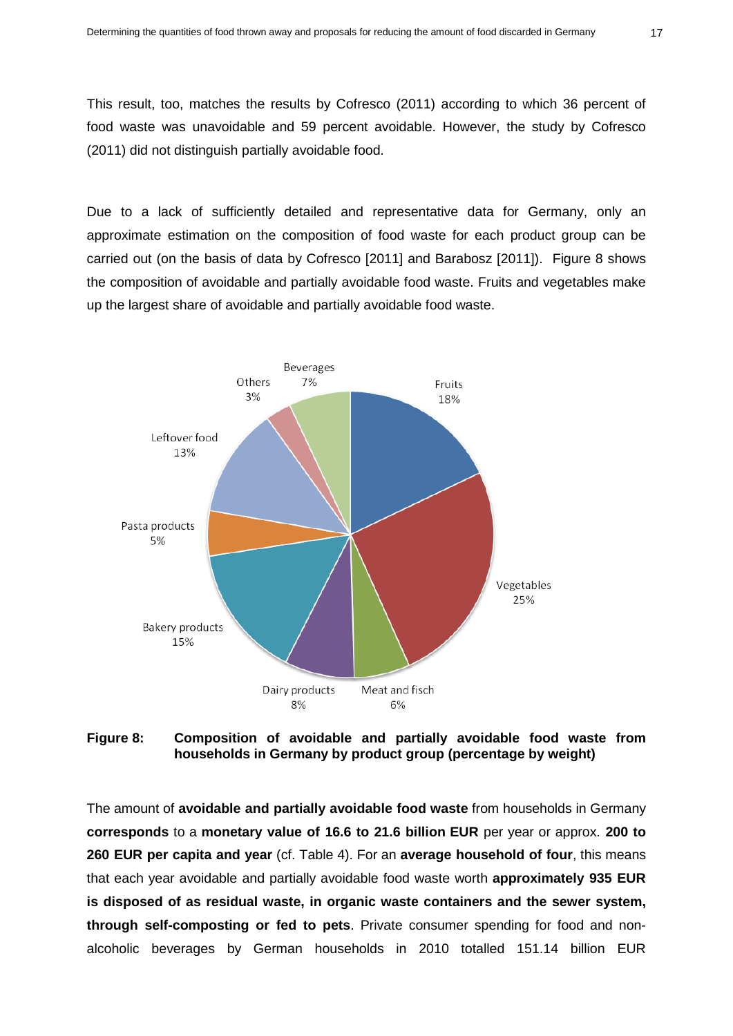This result, too, matches the results by Cofresco (2011) according to which 36 percent of food waste was unavoidable and 59 percent avoidable. However, the study by Cofresco (2011) did not distinguish partially avoidable food.

Due to a lack of sufficiently detailed and representative data for Germany, only an approximate estimation on the composition of food waste for each product group can be carried out (on the basis of data by Cofresco [2011] and Barabosz [2011]). Figure 8 shows the composition of avoidable and partially avoidable food waste. Fruits and vegetables make up the largest share of avoidable and partially avoidable food waste.

**Figure 8: Composition of avoidable and partially avoidable food waste from households in Germany by product group (percentage by weight)**

The amount of **avoidable and partially avoidable food waste** from households in Germany **corresponds** to a **monetary value of 16.6 to 21.6 billion EUR** per year or approx. **200 to 260 EUR per capita and year** (cf. Table 4). For an **average household of four**, this means that each year avoidable and partially avoidable food waste worth **approximately 935 EUR is disposed of as residual waste, in organic waste containers and the sewer system, through self-composting or fed to pets**. Private consumer spending for food and non-alcoholic beverages by German households in 2010 totalled 151.14 billion EUR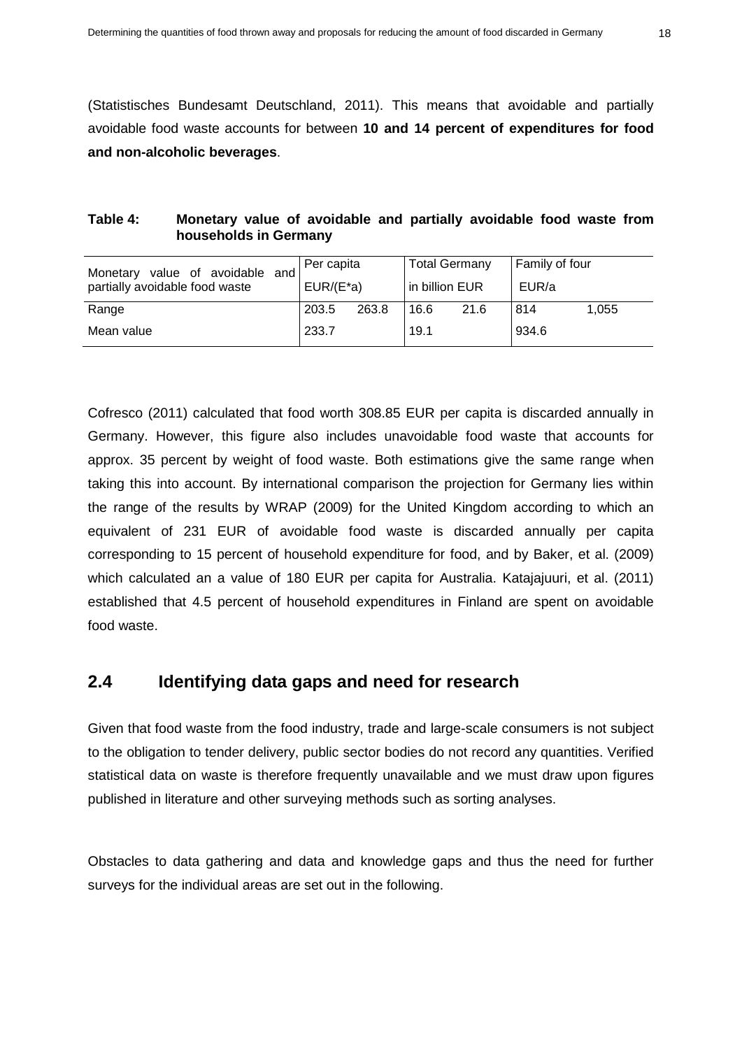(Statistisches Bundesamt Deutschland, 2011). This means that avoidable and partially avoidable food waste accounts for between **10 and 14 percent of expenditures for food and non-alcoholic beverages**.

**Table 4: Monetary value of avoidable and partially avoidable food waste from households in Germany**

| Monetary value of avoidable and partially avoidable food waste | Per capita EUR/(E*a) | | Total Germany in billion EUR | | Family of four EUR/a | |
|---|---|---|---|---|---|---|
| Range | 203.5 | 263.8 | 16.6 | 21.6 | 814 | 1,055 |
| Mean value | 233.7 | | 19.1 | | 934.6 | |

Cofresco (2011) calculated that food worth 308.85 EUR per capita is discarded annually in Germany. However, this figure also includes unavoidable food waste that accounts for approx. 35 percent by weight of food waste. Both estimations give the same range when taking this into account. By international comparison the projection for Germany lies within the range of the results by WRAP (2009) for the United Kingdom according to which an equivalent of 231 EUR of avoidable food waste is discarded annually per capita corresponding to 15 percent of household expenditure for food, and by Baker, et al. (2009) which calculated an a value of 180 EUR per capita for Australia. Katajajuuri, et al. (2011) established that 4.5 percent of household expenditures in Finland are spent on avoidable food waste.

## 2.4 Identifying data gaps and need for research

Given that food waste from the food industry, trade and large-scale consumers is not subject to the obligation to tender delivery, public sector bodies do not record any quantities. Verified statistical data on waste is therefore frequently unavailable and we must draw upon figures published in literature and other surveying methods such as sorting analyses.

Obstacles to data gathering and data and knowledge gaps and thus the need for further surveys for the individual areas are set out in the following.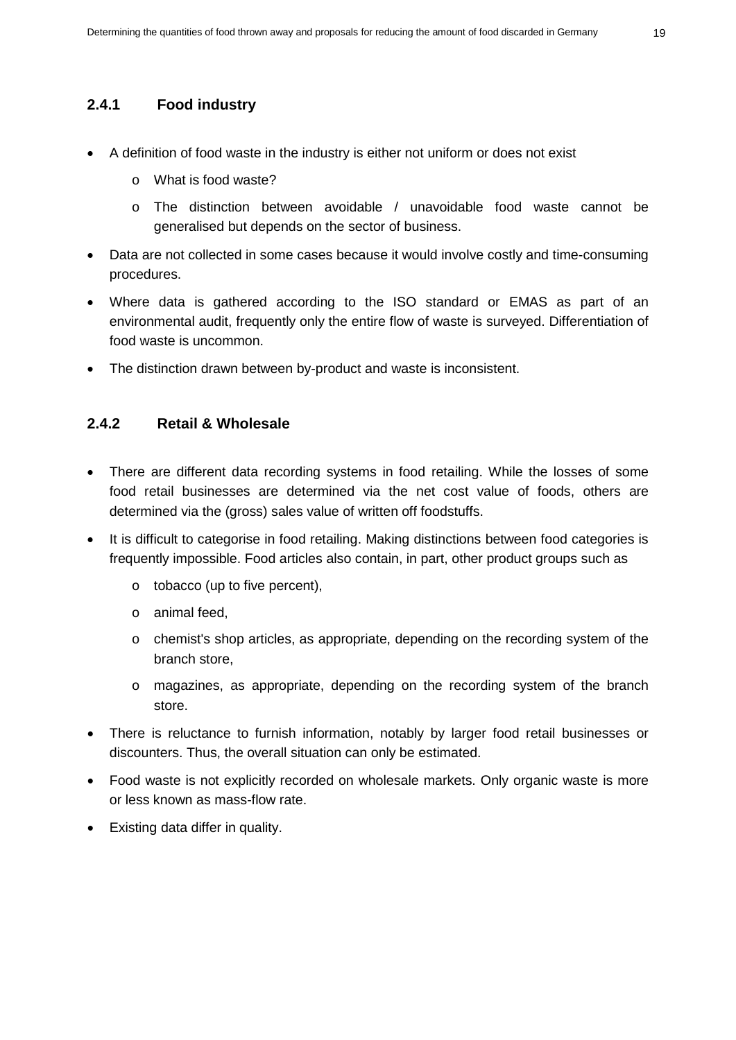### 2.4.1 Food industry

- A definition of food waste in the industry is either not uniform or does not exist
  - What is food waste?
  - The distinction between avoidable / unavoidable food waste cannot be generalised but depends on the sector of business.
- Data are not collected in some cases because it would involve costly and time-consuming procedures.
- Where data is gathered according to the ISO standard or EMAS as part of an environmental audit, frequently only the entire flow of waste is surveyed. Differentiation of food waste is uncommon.
- The distinction drawn between by-product and waste is inconsistent.

### 2.4.2 Retail & Wholesale

- There are different data recording systems in food retailing. While the losses of some food retail businesses are determined via the net cost value of foods, others are determined via the (gross) sales value of written off foodstuffs.
- It is difficult to categorise in food retailing. Making distinctions between food categories is frequently impossible. Food articles also contain, in part, other product groups such as
  - tobacco (up to five percent),
  - animal feed,
  - chemist's shop articles, as appropriate, depending on the recording system of the branch store,
  - magazines, as appropriate, depending on the recording system of the branch store.
- There is reluctance to furnish information, notably by larger food retail businesses or discounters. Thus, the overall situation can only be estimated.
- Food waste is not explicitly recorded on wholesale markets. Only organic waste is more or less known as mass-flow rate.
- Existing data differ in quality.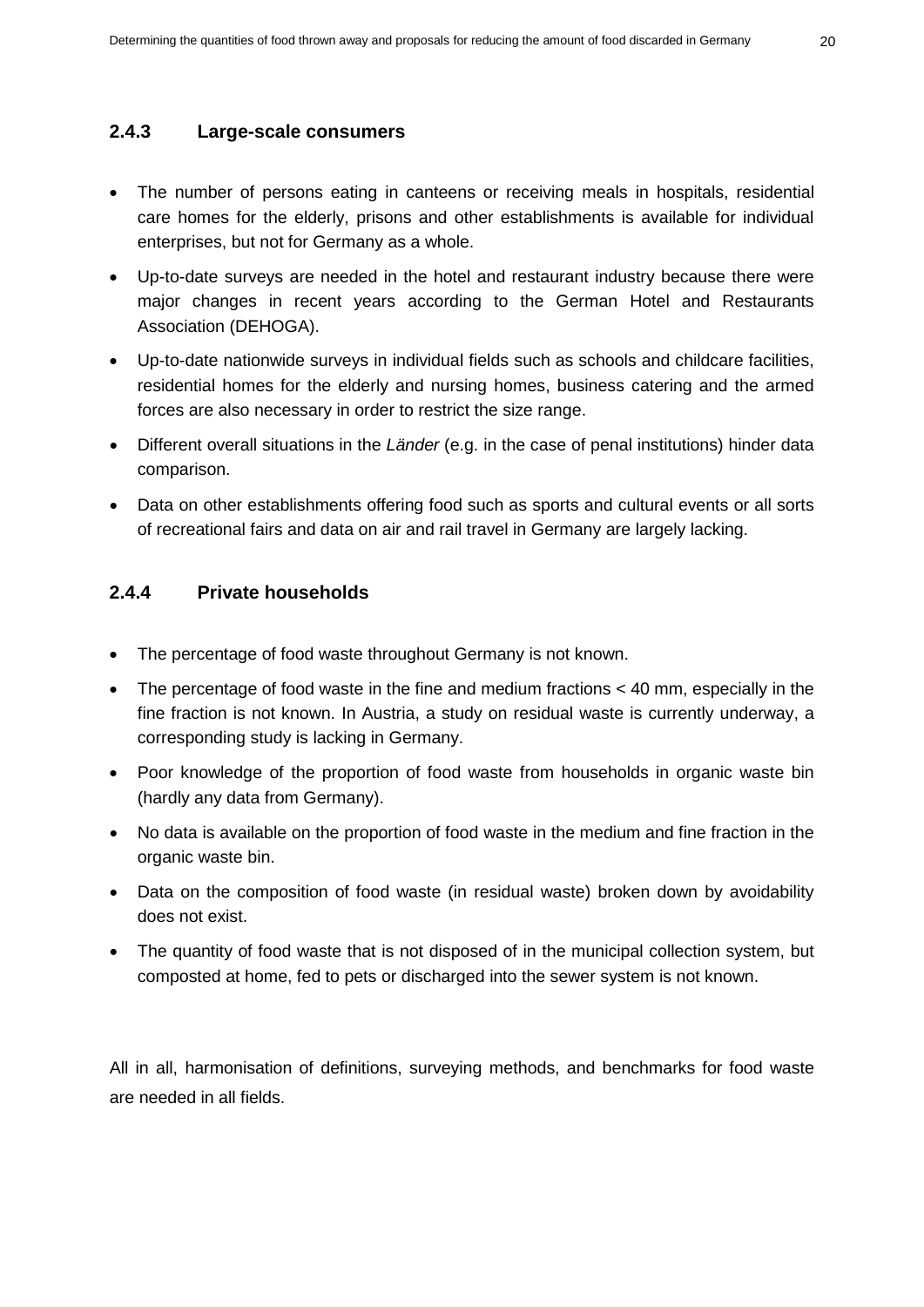### 2.4.3 Large-scale consumers

- The number of persons eating in canteens or receiving meals in hospitals, residential care homes for the elderly, prisons and other establishments is available for individual enterprises, but not for Germany as a whole.
- Up-to-date surveys are needed in the hotel and restaurant industry because there were major changes in recent years according to the German Hotel and Restaurants Association (DEHOGA).
- Up-to-date nationwide surveys in individual fields such as schools and childcare facilities, residential homes for the elderly and nursing homes, business catering and the armed forces are also necessary in order to restrict the size range.
- Different overall situations in the *Länder* (e.g. in the case of penal institutions) hinder data comparison.
- Data on other establishments offering food such as sports and cultural events or all sorts of recreational fairs and data on air and rail travel in Germany are largely lacking.

### 2.4.4 Private households

- The percentage of food waste throughout Germany is not known.
- The percentage of food waste in the fine and medium fractions < 40 mm, especially in the fine fraction is not known. In Austria, a study on residual waste is currently underway, a corresponding study is lacking in Germany.
- Poor knowledge of the proportion of food waste from households in organic waste bin (hardly any data from Germany).
- No data is available on the proportion of food waste in the medium and fine fraction in the organic waste bin.
- Data on the composition of food waste (in residual waste) broken down by avoidability does not exist.
- The quantity of food waste that is not disposed of in the municipal collection system, but composted at home, fed to pets or discharged into the sewer system is not known.

All in all, harmonisation of definitions, surveying methods, and benchmarks for food waste are needed in all fields.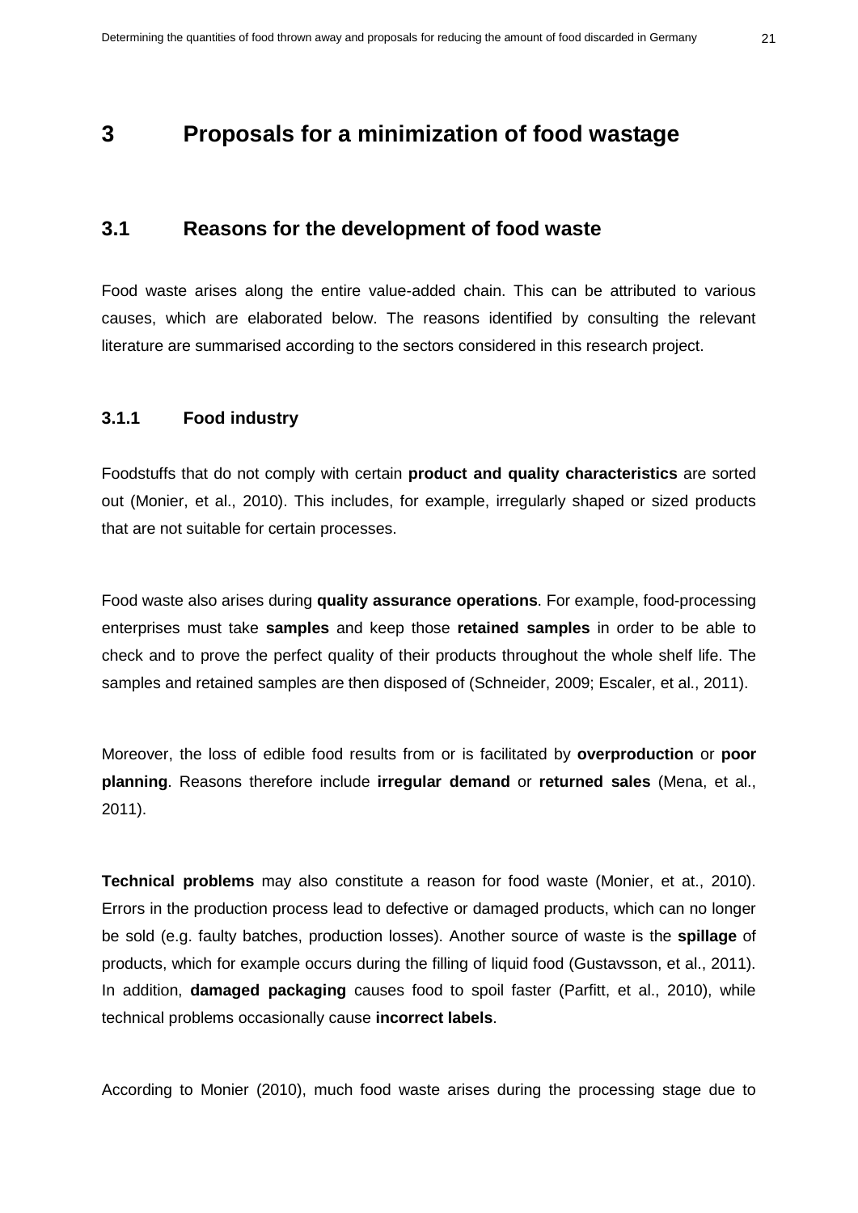# 3 Proposals for a minimization of food wastage

## 3.1 Reasons for the development of food waste

Food waste arises along the entire value-added chain. This can be attributed to various causes, which are elaborated below. The reasons identified by consulting the relevant literature are summarised according to the sectors considered in this research project.

### 3.1.1 Food industry

Foodstuffs that do not comply with certain **product and quality characteristics** are sorted out (Monier, et al., 2010). This includes, for example, irregularly shaped or sized products that are not suitable for certain processes.

Food waste also arises during **quality assurance operations**. For example, food-processing enterprises must take **samples** and keep those **retained samples** in order to be able to check and to prove the perfect quality of their products throughout the whole shelf life. The samples and retained samples are then disposed of (Schneider, 2009; Escaler, et al., 2011).

Moreover, the loss of edible food results from or is facilitated by **overproduction** or **poor planning**. Reasons therefore include **irregular demand** or **returned sales** (Mena, et al., 2011).

**Technical problems** may also constitute a reason for food waste (Monier, et at., 2010). Errors in the production process lead to defective or damaged products, which can no longer be sold (e.g. faulty batches, production losses). Another source of waste is the **spillage** of products, which for example occurs during the filling of liquid food (Gustavsson, et al., 2011). In addition, **damaged packaging** causes food to spoil faster (Parfitt, et al., 2010), while technical problems occasionally cause **incorrect labels**.

According to Monier (2010), much food waste arises during the processing stage due to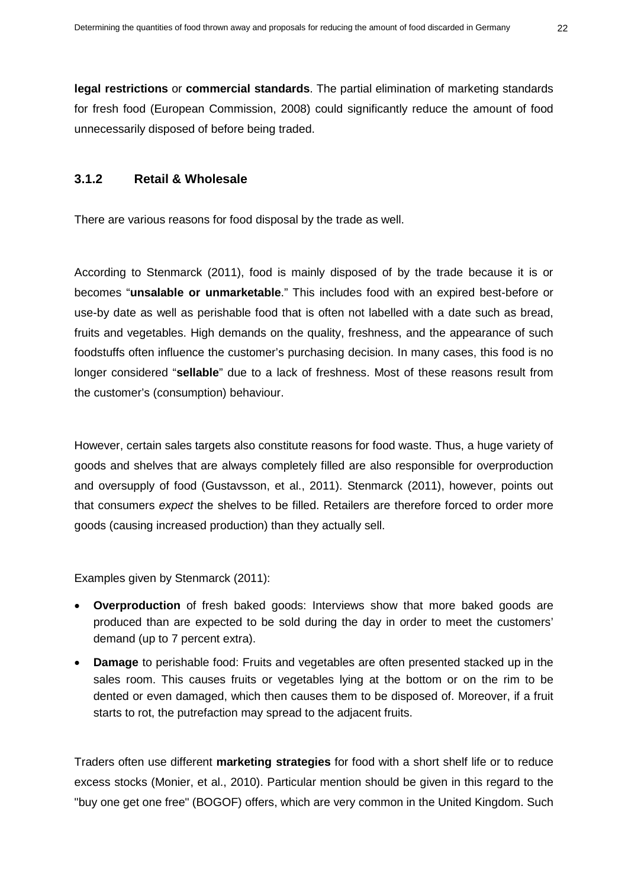**legal restrictions** or **commercial standards**. The partial elimination of marketing standards for fresh food (European Commission, 2008) could significantly reduce the amount of food unnecessarily disposed of before being traded.

### 3.1.2 Retail & Wholesale

There are various reasons for food disposal by the trade as well.

According to Stenmarck (2011), food is mainly disposed of by the trade because it is or becomes "**unsalable or unmarketable**." This includes food with an expired best-before or use-by date as well as perishable food that is often not labelled with a date such as bread, fruits and vegetables. High demands on the quality, freshness, and the appearance of such foodstuffs often influence the customer's purchasing decision. In many cases, this food is no longer considered "**sellable**" due to a lack of freshness. Most of these reasons result from the customer's (consumption) behaviour.

However, certain sales targets also constitute reasons for food waste. Thus, a huge variety of goods and shelves that are always completely filled are also responsible for overproduction and oversupply of food (Gustavsson, et al., 2011). Stenmarck (2011), however, points out that consumers *expect* the shelves to be filled. Retailers are therefore forced to order more goods (causing increased production) than they actually sell.

Examples given by Stenmarck (2011):

- **Overproduction** of fresh baked goods: Interviews show that more baked goods are produced than are expected to be sold during the day in order to meet the customers' demand (up to 7 percent extra).
- **Damage** to perishable food: Fruits and vegetables are often presented stacked up in the sales room. This causes fruits or vegetables lying at the bottom or on the rim to be dented or even damaged, which then causes them to be disposed of. Moreover, if a fruit starts to rot, the putrefaction may spread to the adjacent fruits.

Traders often use different **marketing strategies** for food with a short shelf life or to reduce excess stocks (Monier, et al., 2010). Particular mention should be given in this regard to the "buy one get one free" (BOGOF) offers, which are very common in the United Kingdom. Such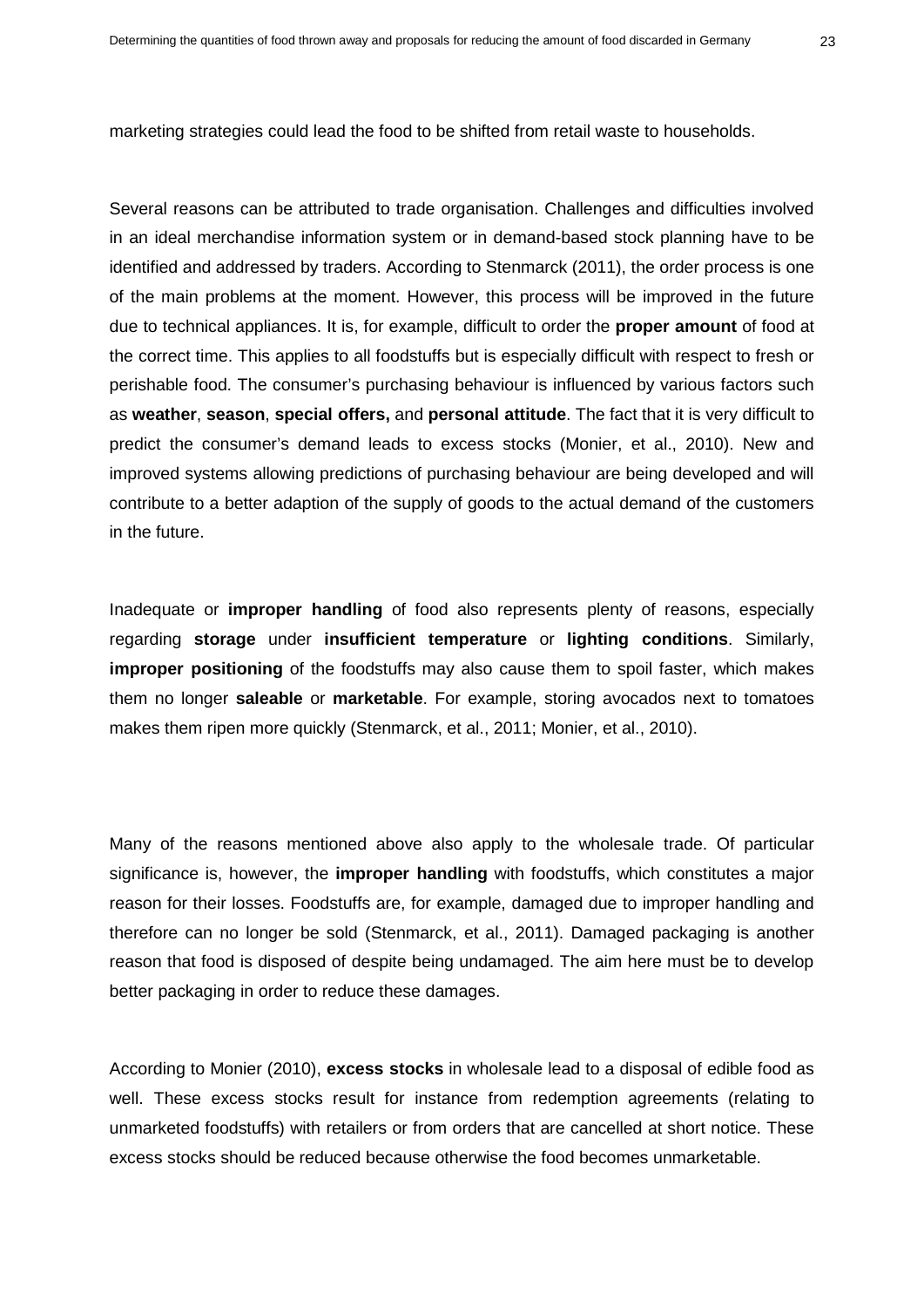marketing strategies could lead the food to be shifted from retail waste to households.

Several reasons can be attributed to trade organisation. Challenges and difficulties involved in an ideal merchandise information system or in demand-based stock planning have to be identified and addressed by traders. According to Stenmarck (2011), the order process is one of the main problems at the moment. However, this process will be improved in the future due to technical appliances. It is, for example, difficult to order the **proper amount** of food at the correct time. This applies to all foodstuffs but is especially difficult with respect to fresh or perishable food. The consumer's purchasing behaviour is influenced by various factors such as **weather**, **season**, **special offers,** and **personal attitude**. The fact that it is very difficult to predict the consumer's demand leads to excess stocks (Monier, et al., 2010). New and improved systems allowing predictions of purchasing behaviour are being developed and will contribute to a better adaption of the supply of goods to the actual demand of the customers in the future.

Inadequate or **improper handling** of food also represents plenty of reasons, especially regarding **storage** under **insufficient temperature** or **lighting conditions**. Similarly, **improper positioning** of the foodstuffs may also cause them to spoil faster, which makes them no longer **saleable** or **marketable**. For example, storing avocados next to tomatoes makes them ripen more quickly (Stenmarck, et al., 2011; Monier, et al., 2010).

Many of the reasons mentioned above also apply to the wholesale trade. Of particular significance is, however, the **improper handling** with foodstuffs, which constitutes a major reason for their losses. Foodstuffs are, for example, damaged due to improper handling and therefore can no longer be sold (Stenmarck, et al., 2011). Damaged packaging is another reason that food is disposed of despite being undamaged. The aim here must be to develop better packaging in order to reduce these damages.

According to Monier (2010), **excess stocks** in wholesale lead to a disposal of edible food as well. These excess stocks result for instance from redemption agreements (relating to unmarketed foodstuffs) with retailers or from orders that are cancelled at short notice. These excess stocks should be reduced because otherwise the food becomes unmarketable.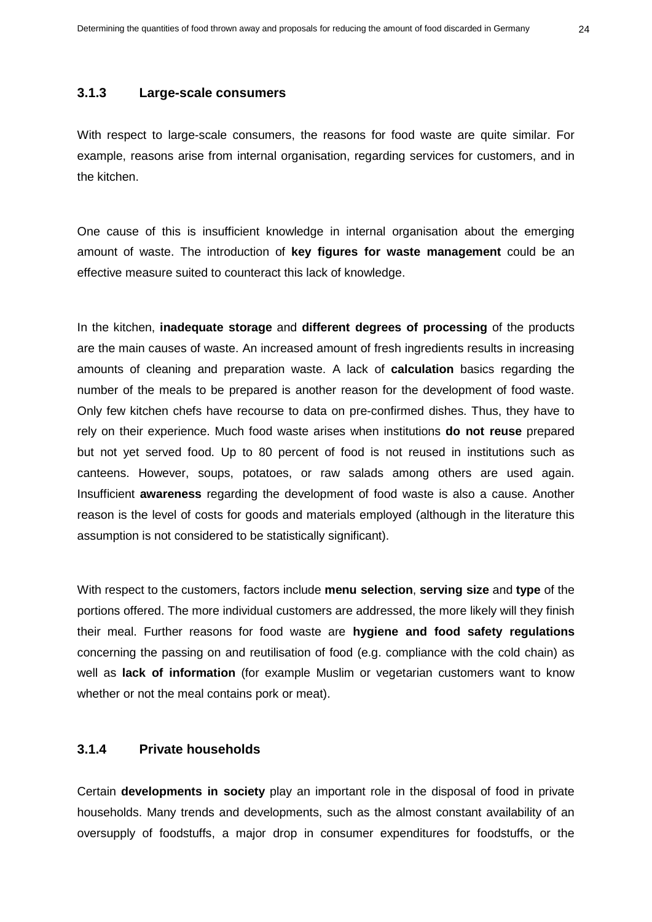### 3.1.3 Large-scale consumers

With respect to large-scale consumers, the reasons for food waste are quite similar. For example, reasons arise from internal organisation, regarding services for customers, and in the kitchen.

One cause of this is insufficient knowledge in internal organisation about the emerging amount of waste. The introduction of **key figures for waste management** could be an effective measure suited to counteract this lack of knowledge.

In the kitchen, **inadequate storage** and **different degrees of processing** of the products are the main causes of waste. An increased amount of fresh ingredients results in increasing amounts of cleaning and preparation waste. A lack of **calculation** basics regarding the number of the meals to be prepared is another reason for the development of food waste. Only few kitchen chefs have recourse to data on pre-confirmed dishes. Thus, they have to rely on their experience. Much food waste arises when institutions **do not reuse** prepared but not yet served food. Up to 80 percent of food is not reused in institutions such as canteens. However, soups, potatoes, or raw salads among others are used again. Insufficient **awareness** regarding the development of food waste is also a cause. Another reason is the level of costs for goods and materials employed (although in the literature this assumption is not considered to be statistically significant).

With respect to the customers, factors include **menu selection**, **serving size** and **type** of the portions offered. The more individual customers are addressed, the more likely will they finish their meal. Further reasons for food waste are **hygiene and food safety regulations** concerning the passing on and reutilisation of food (e.g. compliance with the cold chain) as well as **lack of information** (for example Muslim or vegetarian customers want to know whether or not the meal contains pork or meat).

### 3.1.4 Private households

Certain **developments in society** play an important role in the disposal of food in private households. Many trends and developments, such as the almost constant availability of an oversupply of foodstuffs, a major drop in consumer expenditures for foodstuffs, or the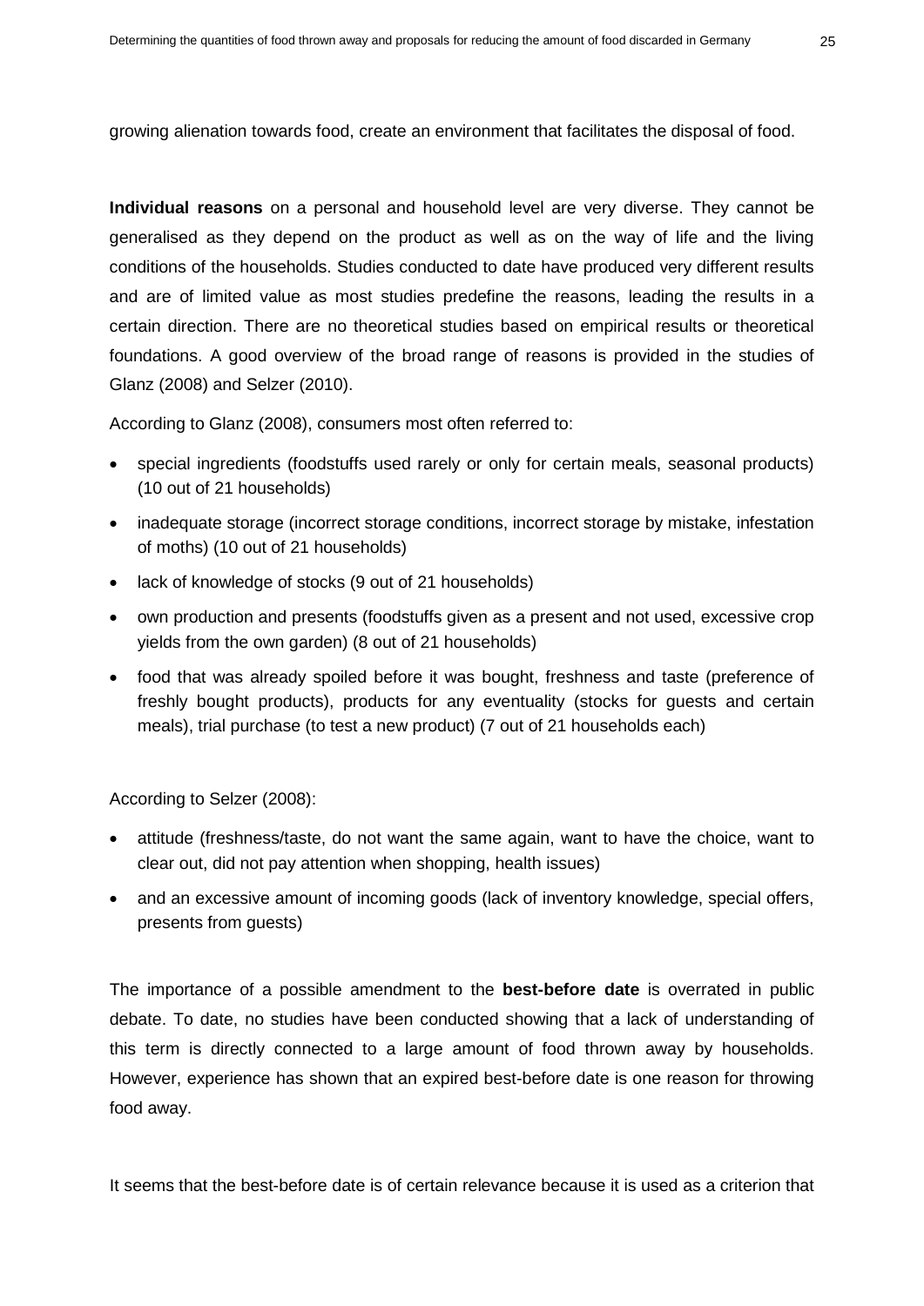growing alienation towards food, create an environment that facilitates the disposal of food.

**Individual reasons** on a personal and household level are very diverse. They cannot be generalised as they depend on the product as well as on the way of life and the living conditions of the households. Studies conducted to date have produced very different results and are of limited value as most studies predefine the reasons, leading the results in a certain direction. There are no theoretical studies based on empirical results or theoretical foundations. A good overview of the broad range of reasons is provided in the studies of Glanz (2008) and Selzer (2010).

According to Glanz (2008), consumers most often referred to:

- special ingredients (foodstuffs used rarely or only for certain meals, seasonal products) (10 out of 21 households)
- inadequate storage (incorrect storage conditions, incorrect storage by mistake, infestation of moths) (10 out of 21 households)
- lack of knowledge of stocks (9 out of 21 households)
- own production and presents (foodstuffs given as a present and not used, excessive crop yields from the own garden) (8 out of 21 households)
- food that was already spoiled before it was bought, freshness and taste (preference of freshly bought products), products for any eventuality (stocks for guests and certain meals), trial purchase (to test a new product) (7 out of 21 households each)

According to Selzer (2008):

- attitude (freshness/taste, do not want the same again, want to have the choice, want to clear out, did not pay attention when shopping, health issues)
- and an excessive amount of incoming goods (lack of inventory knowledge, special offers, presents from guests)

The importance of a possible amendment to the **best-before date** is overrated in public debate. To date, no studies have been conducted showing that a lack of understanding of this term is directly connected to a large amount of food thrown away by households. However, experience has shown that an expired best-before date is one reason for throwing food away.

It seems that the best-before date is of certain relevance because it is used as a criterion that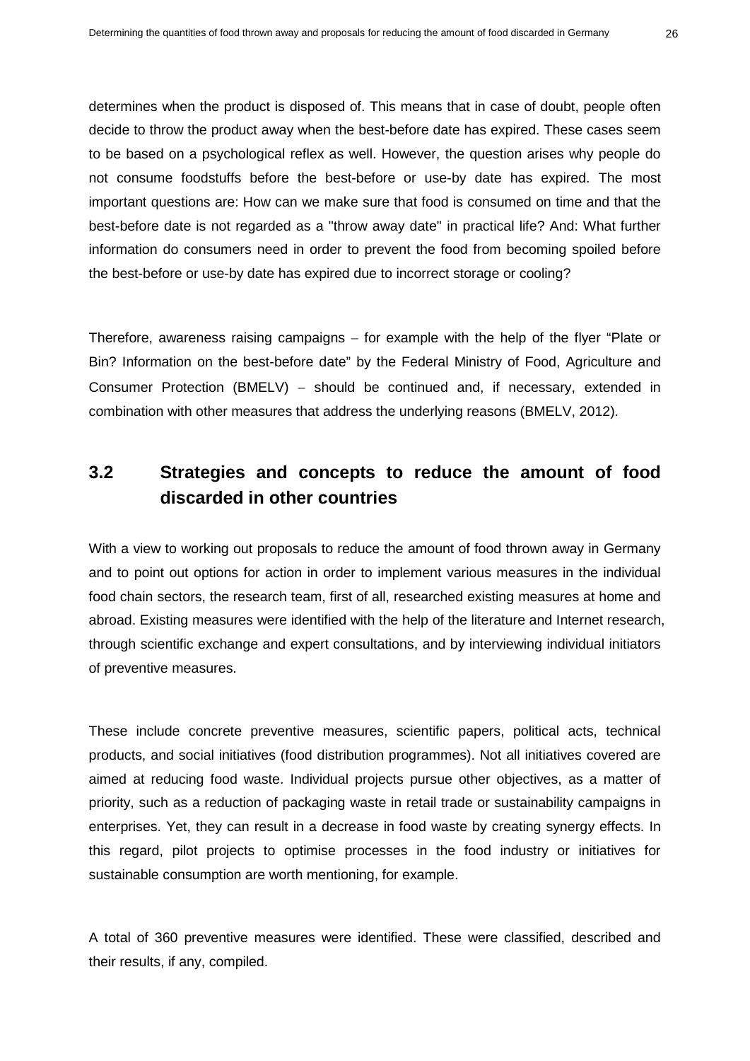determines when the product is disposed of. This means that in case of doubt, people often decide to throw the product away when the best-before date has expired. These cases seem to be based on a psychological reflex as well. However, the question arises why people do not consume foodstuffs before the best-before or use-by date has expired. The most important questions are: How can we make sure that food is consumed on time and that the best-before date is not regarded as a "throw away date" in practical life? And: What further information do consumers need in order to prevent the food from becoming spoiled before the best-before or use-by date has expired due to incorrect storage or cooling?

Therefore, awareness raising campaigns – for example with the help of the flyer "Plate or Bin? Information on the best-before date" by the Federal Ministry of Food, Agriculture and Consumer Protection (BMELV) – should be continued and, if necessary, extended in combination with other measures that address the underlying reasons (BMELV, 2012).

## 3.2 Strategies and concepts to reduce the amount of food discarded in other countries

With a view to working out proposals to reduce the amount of food thrown away in Germany and to point out options for action in order to implement various measures in the individual food chain sectors, the research team, first of all, researched existing measures at home and abroad. Existing measures were identified with the help of the literature and Internet research, through scientific exchange and expert consultations, and by interviewing individual initiators of preventive measures.

These include concrete preventive measures, scientific papers, political acts, technical products, and social initiatives (food distribution programmes). Not all initiatives covered are aimed at reducing food waste. Individual projects pursue other objectives, as a matter of priority, such as a reduction of packaging waste in retail trade or sustainability campaigns in enterprises. Yet, they can result in a decrease in food waste by creating synergy effects. In this regard, pilot projects to optimise processes in the food industry or initiatives for sustainable consumption are worth mentioning, for example.

A total of 360 preventive measures were identified. These were classified, described and their results, if any, compiled.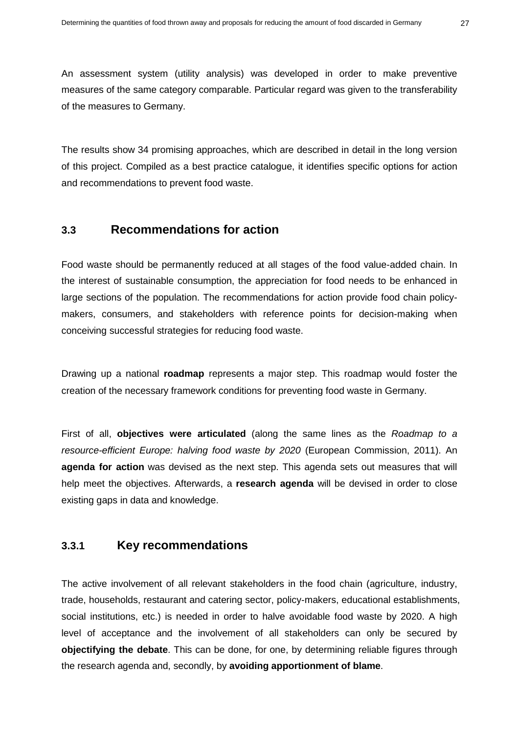An assessment system (utility analysis) was developed in order to make preventive measures of the same category comparable. Particular regard was given to the transferability of the measures to Germany.

The results show 34 promising approaches, which are described in detail in the long version of this project. Compiled as a best practice catalogue, it identifies specific options for action and recommendations to prevent food waste.

## 3.3 Recommendations for action

Food waste should be permanently reduced at all stages of the food value-added chain. In the interest of sustainable consumption, the appreciation for food needs to be enhanced in large sections of the population. The recommendations for action provide food chain policy-makers, consumers, and stakeholders with reference points for decision-making when conceiving successful strategies for reducing food waste.

Drawing up a national **roadmap** represents a major step. This roadmap would foster the creation of the necessary framework conditions for preventing food waste in Germany.

First of all, **objectives were articulated** (along the same lines as the *Roadmap to a resource-efficient Europe: halving food waste by 2020* (European Commission, 2011). An **agenda for action** was devised as the next step. This agenda sets out measures that will help meet the objectives. Afterwards, a **research agenda** will be devised in order to close existing gaps in data and knowledge.

### 3.3.1 Key recommendations

The active involvement of all relevant stakeholders in the food chain (agriculture, industry, trade, households, restaurant and catering sector, policy-makers, educational establishments, social institutions, etc.) is needed in order to halve avoidable food waste by 2020. A high level of acceptance and the involvement of all stakeholders can only be secured by **objectifying the debate**. This can be done, for one, by determining reliable figures through the research agenda and, secondly, by **avoiding apportionment of blame**.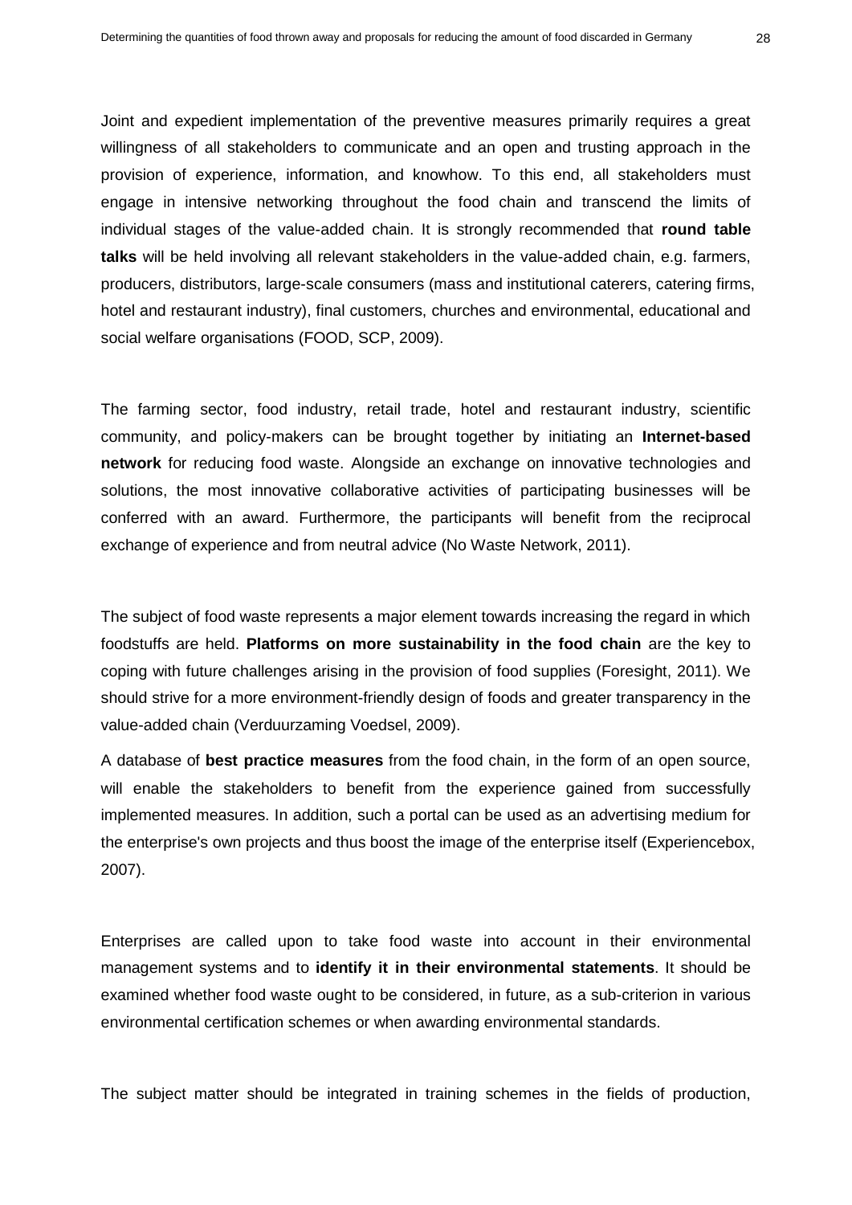Joint and expedient implementation of the preventive measures primarily requires a great willingness of all stakeholders to communicate and an open and trusting approach in the provision of experience, information, and knowhow. To this end, all stakeholders must engage in intensive networking throughout the food chain and transcend the limits of individual stages of the value-added chain. It is strongly recommended that **round table talks** will be held involving all relevant stakeholders in the value-added chain, e.g. farmers, producers, distributors, large-scale consumers (mass and institutional caterers, catering firms, hotel and restaurant industry), final customers, churches and environmental, educational and social welfare organisations (FOOD, SCP, 2009).

The farming sector, food industry, retail trade, hotel and restaurant industry, scientific community, and policy-makers can be brought together by initiating an **Internet-based network** for reducing food waste. Alongside an exchange on innovative technologies and solutions, the most innovative collaborative activities of participating businesses will be conferred with an award. Furthermore, the participants will benefit from the reciprocal exchange of experience and from neutral advice (No Waste Network, 2011).

The subject of food waste represents a major element towards increasing the regard in which foodstuffs are held. **Platforms on more sustainability in the food chain** are the key to coping with future challenges arising in the provision of food supplies (Foresight, 2011). We should strive for a more environment-friendly design of foods and greater transparency in the value-added chain (Verduurzaming Voedsel, 2009).

A database of **best practice measures** from the food chain, in the form of an open source, will enable the stakeholders to benefit from the experience gained from successfully implemented measures. In addition, such a portal can be used as an advertising medium for the enterprise's own projects and thus boost the image of the enterprise itself (Experiencebox, 2007).

Enterprises are called upon to take food waste into account in their environmental management systems and to **identify it in their environmental statements**. It should be examined whether food waste ought to be considered, in future, as a sub-criterion in various environmental certification schemes or when awarding environmental standards.

The subject matter should be integrated in training schemes in the fields of production,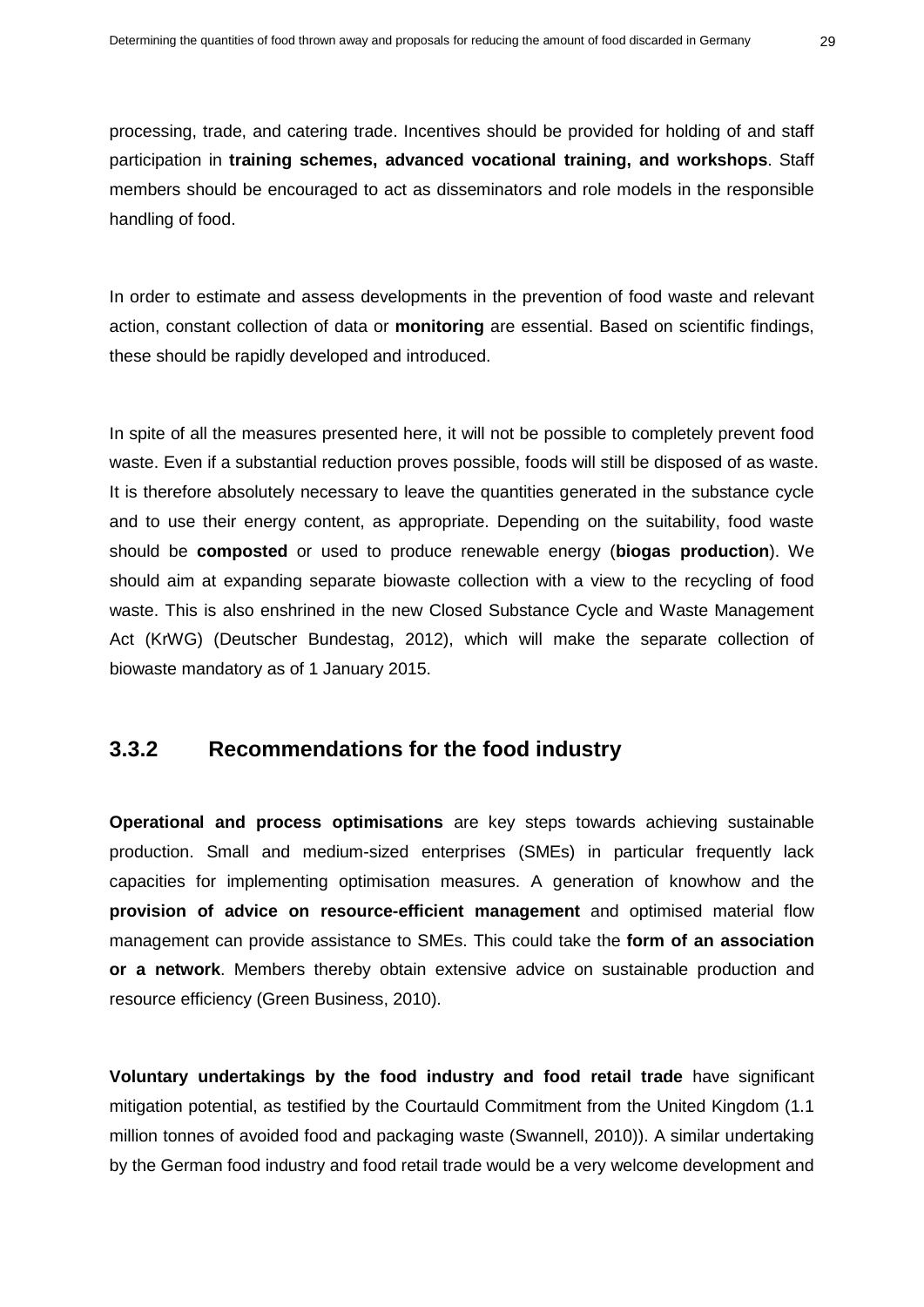processing, trade, and catering trade. Incentives should be provided for holding of and staff participation in **training schemes, advanced vocational training, and workshops**. Staff members should be encouraged to act as disseminators and role models in the responsible handling of food.

In order to estimate and assess developments in the prevention of food waste and relevant action, constant collection of data or **monitoring** are essential. Based on scientific findings, these should be rapidly developed and introduced.

In spite of all the measures presented here, it will not be possible to completely prevent food waste. Even if a substantial reduction proves possible, foods will still be disposed of as waste. It is therefore absolutely necessary to leave the quantities generated in the substance cycle and to use their energy content, as appropriate. Depending on the suitability, food waste should be **composted** or used to produce renewable energy (**biogas production**). We should aim at expanding separate biowaste collection with a view to the recycling of food waste. This is also enshrined in the new Closed Substance Cycle and Waste Management Act (KrWG) (Deutscher Bundestag, 2012), which will make the separate collection of biowaste mandatory as of 1 January 2015.

### 3.3.2 Recommendations for the food industry

**Operational and process optimisations** are key steps towards achieving sustainable production. Small and medium-sized enterprises (SMEs) in particular frequently lack capacities for implementing optimisation measures. A generation of knowhow and the **provision of advice on resource-efficient management** and optimised material flow management can provide assistance to SMEs. This could take the **form of an association or a network**. Members thereby obtain extensive advice on sustainable production and resource efficiency (Green Business, 2010).

**Voluntary undertakings by the food industry and food retail trade** have significant mitigation potential, as testified by the Courtauld Commitment from the United Kingdom (1.1 million tonnes of avoided food and packaging waste (Swannell, 2010)). A similar undertaking by the German food industry and food retail trade would be a very welcome development and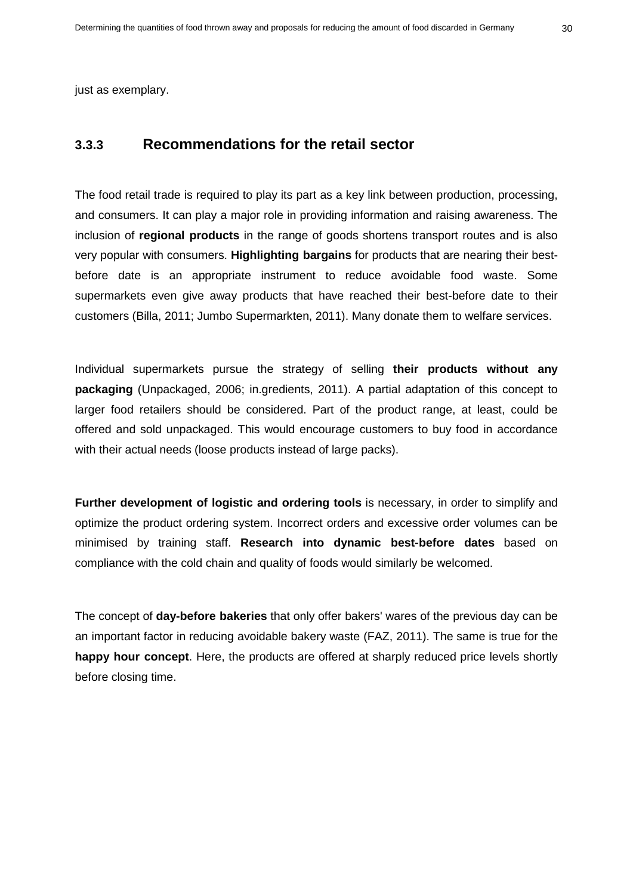just as exemplary.

### 3.3.3 Recommendations for the retail sector

The food retail trade is required to play its part as a key link between production, processing, and consumers. It can play a major role in providing information and raising awareness. The inclusion of **regional products** in the range of goods shortens transport routes and is also very popular with consumers. **Highlighting bargains** for products that are nearing their best-before date is an appropriate instrument to reduce avoidable food waste. Some supermarkets even give away products that have reached their best-before date to their customers (Billa, 2011; Jumbo Supermarkten, 2011). Many donate them to welfare services.

Individual supermarkets pursue the strategy of selling **their products without any packaging** (Unpackaged, 2006; in.gredients, 2011). A partial adaptation of this concept to larger food retailers should be considered. Part of the product range, at least, could be offered and sold unpackaged. This would encourage customers to buy food in accordance with their actual needs (loose products instead of large packs).

**Further development of logistic and ordering tools** is necessary, in order to simplify and optimize the product ordering system. Incorrect orders and excessive order volumes can be minimised by training staff. **Research into dynamic best-before dates** based on compliance with the cold chain and quality of foods would similarly be welcomed.

The concept of **day-before bakeries** that only offer bakers' wares of the previous day can be an important factor in reducing avoidable bakery waste (FAZ, 2011). The same is true for the **happy hour concept**. Here, the products are offered at sharply reduced price levels shortly before closing time.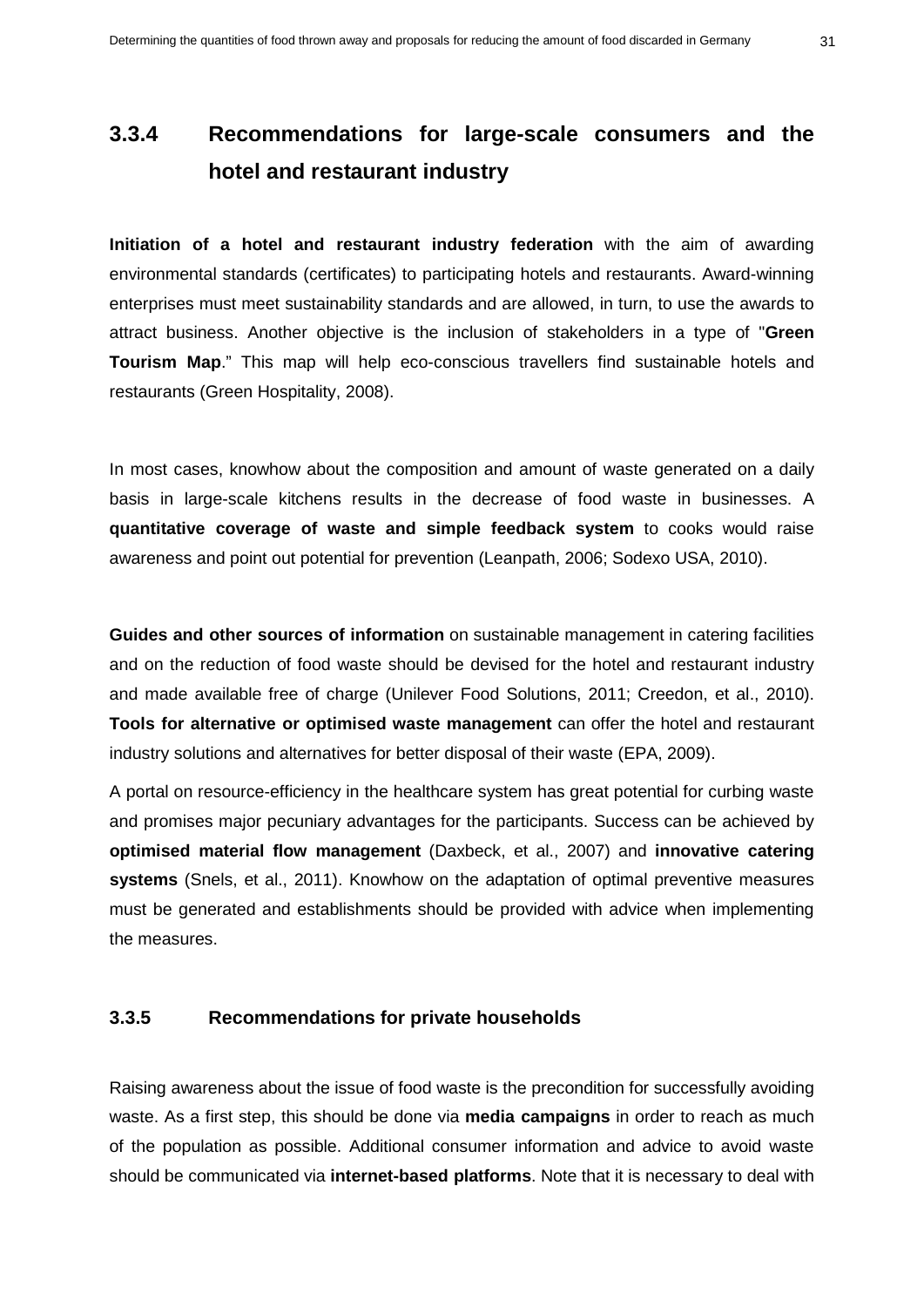### 3.3.4 Recommendations for large-scale consumers and the hotel and restaurant industry

**Initiation of a hotel and restaurant industry federation** with the aim of awarding environmental standards (certificates) to participating hotels and restaurants. Award-winning enterprises must meet sustainability standards and are allowed, in turn, to use the awards to attract business. Another objective is the inclusion of stakeholders in a type of "**Green Tourism Map**." This map will help eco-conscious travellers find sustainable hotels and restaurants (Green Hospitality, 2008).

In most cases, knowhow about the composition and amount of waste generated on a daily basis in large-scale kitchens results in the decrease of food waste in businesses. A **quantitative coverage of waste and simple feedback system** to cooks would raise awareness and point out potential for prevention (Leanpath, 2006; Sodexo USA, 2010).

**Guides and other sources of information** on sustainable management in catering facilities and on the reduction of food waste should be devised for the hotel and restaurant industry and made available free of charge (Unilever Food Solutions, 2011; Creedon, et al., 2010). **Tools for alternative or optimised waste management** can offer the hotel and restaurant industry solutions and alternatives for better disposal of their waste (EPA, 2009).

A portal on resource-efficiency in the healthcare system has great potential for curbing waste and promises major pecuniary advantages for the participants. Success can be achieved by **optimised material flow management** (Daxbeck, et al., 2007) and **innovative catering systems** (Snels, et al., 2011). Knowhow on the adaptation of optimal preventive measures must be generated and establishments should be provided with advice when implementing the measures.

### 3.3.5 Recommendations for private households

Raising awareness about the issue of food waste is the precondition for successfully avoiding waste. As a first step, this should be done via **media campaigns** in order to reach as much of the population as possible. Additional consumer information and advice to avoid waste should be communicated via **internet-based platforms**. Note that it is necessary to deal with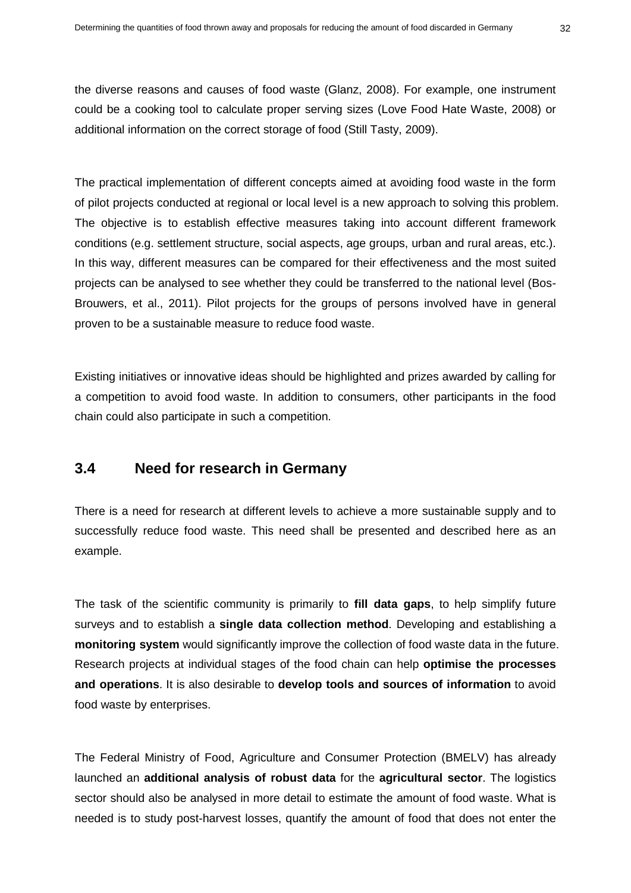the diverse reasons and causes of food waste (Glanz, 2008). For example, one instrument could be a cooking tool to calculate proper serving sizes (Love Food Hate Waste, 2008) or additional information on the correct storage of food (Still Tasty, 2009).

The practical implementation of different concepts aimed at avoiding food waste in the form of pilot projects conducted at regional or local level is a new approach to solving this problem. The objective is to establish effective measures taking into account different framework conditions (e.g. settlement structure, social aspects, age groups, urban and rural areas, etc.). In this way, different measures can be compared for their effectiveness and the most suited projects can be analysed to see whether they could be transferred to the national level (Bos-Brouwers, et al., 2011). Pilot projects for the groups of persons involved have in general proven to be a sustainable measure to reduce food waste.

Existing initiatives or innovative ideas should be highlighted and prizes awarded by calling for a competition to avoid food waste. In addition to consumers, other participants in the food chain could also participate in such a competition.

## 3.4 Need for research in Germany

There is a need for research at different levels to achieve a more sustainable supply and to successfully reduce food waste. This need shall be presented and described here as an example.

The task of the scientific community is primarily to **fill data gaps**, to help simplify future surveys and to establish a **single data collection method**. Developing and establishing a **monitoring system** would significantly improve the collection of food waste data in the future. Research projects at individual stages of the food chain can help **optimise the processes and operations**. It is also desirable to **develop tools and sources of information** to avoid food waste by enterprises.

The Federal Ministry of Food, Agriculture and Consumer Protection (BMELV) has already launched an **additional analysis of robust data** for the **agricultural sector**. The logistics sector should also be analysed in more detail to estimate the amount of food waste. What is needed is to study post-harvest losses, quantify the amount of food that does not enter the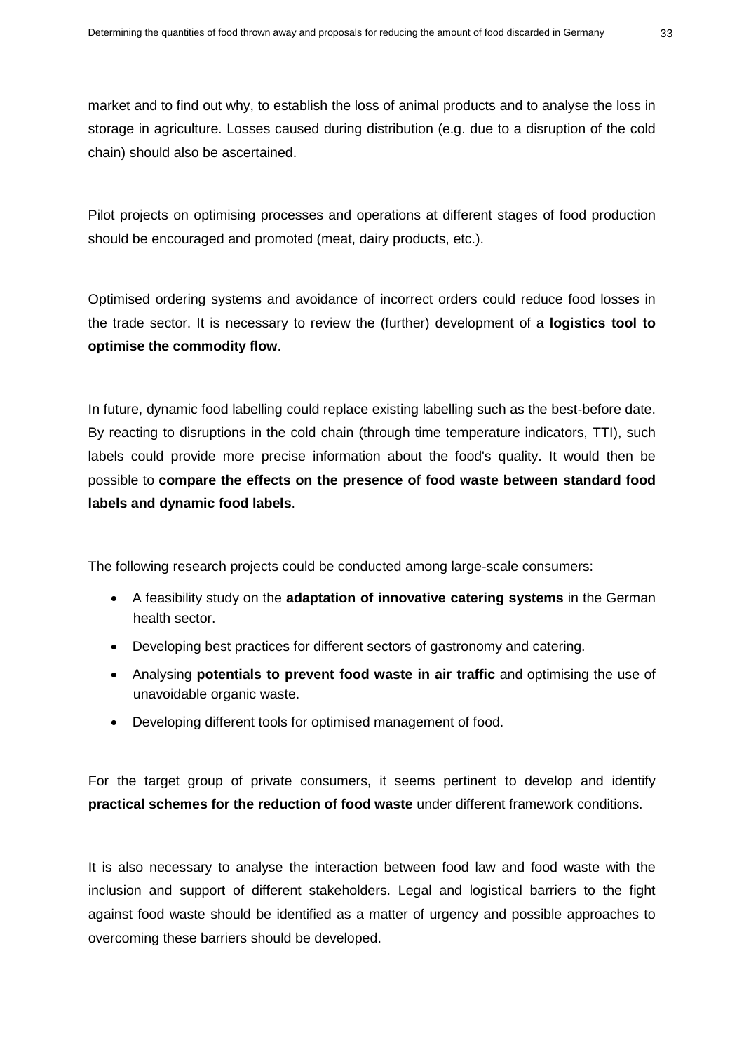market and to find out why, to establish the loss of animal products and to analyse the loss in storage in agriculture. Losses caused during distribution (e.g. due to a disruption of the cold chain) should also be ascertained.

Pilot projects on optimising processes and operations at different stages of food production should be encouraged and promoted (meat, dairy products, etc.).

Optimised ordering systems and avoidance of incorrect orders could reduce food losses in the trade sector. It is necessary to review the (further) development of a **logistics tool to optimise the commodity flow**.

In future, dynamic food labelling could replace existing labelling such as the best-before date. By reacting to disruptions in the cold chain (through time temperature indicators, TTI), such labels could provide more precise information about the food's quality. It would then be possible to **compare the effects on the presence of food waste between standard food labels and dynamic food labels**.

The following research projects could be conducted among large-scale consumers:

- A feasibility study on the **adaptation of innovative catering systems** in the German health sector.
- Developing best practices for different sectors of gastronomy and catering.
- Analysing **potentials to prevent food waste in air traffic** and optimising the use of unavoidable organic waste.
- Developing different tools for optimised management of food.

For the target group of private consumers, it seems pertinent to develop and identify **practical schemes for the reduction of food waste** under different framework conditions.

It is also necessary to analyse the interaction between food law and food waste with the inclusion and support of different stakeholders. Legal and logistical barriers to the fight against food waste should be identified as a matter of urgency and possible approaches to overcoming these barriers should be developed.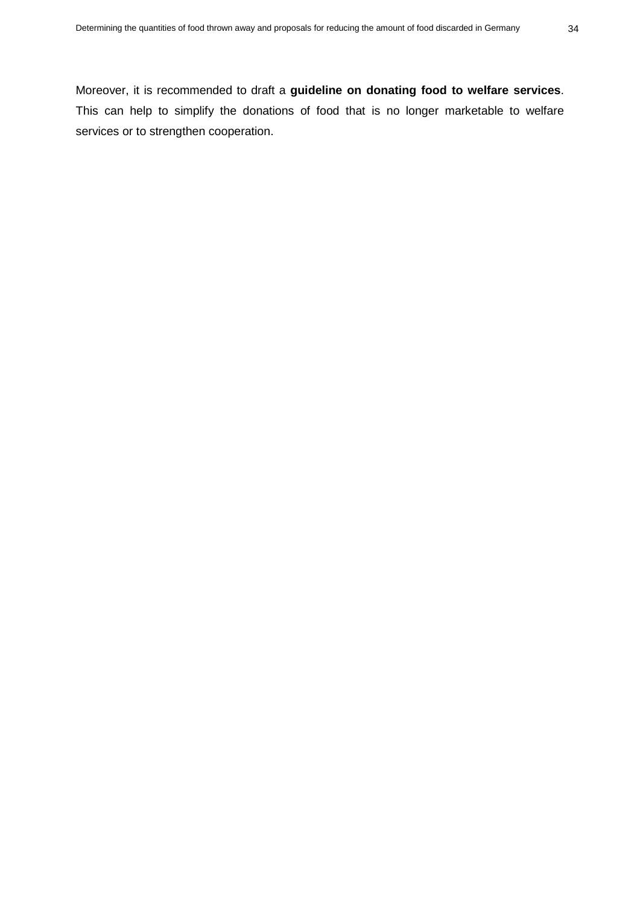Moreover, it is recommended to draft a **guideline on donating food to welfare services**. This can help to simplify the donations of food that is no longer marketable to welfare services or to strengthen cooperation.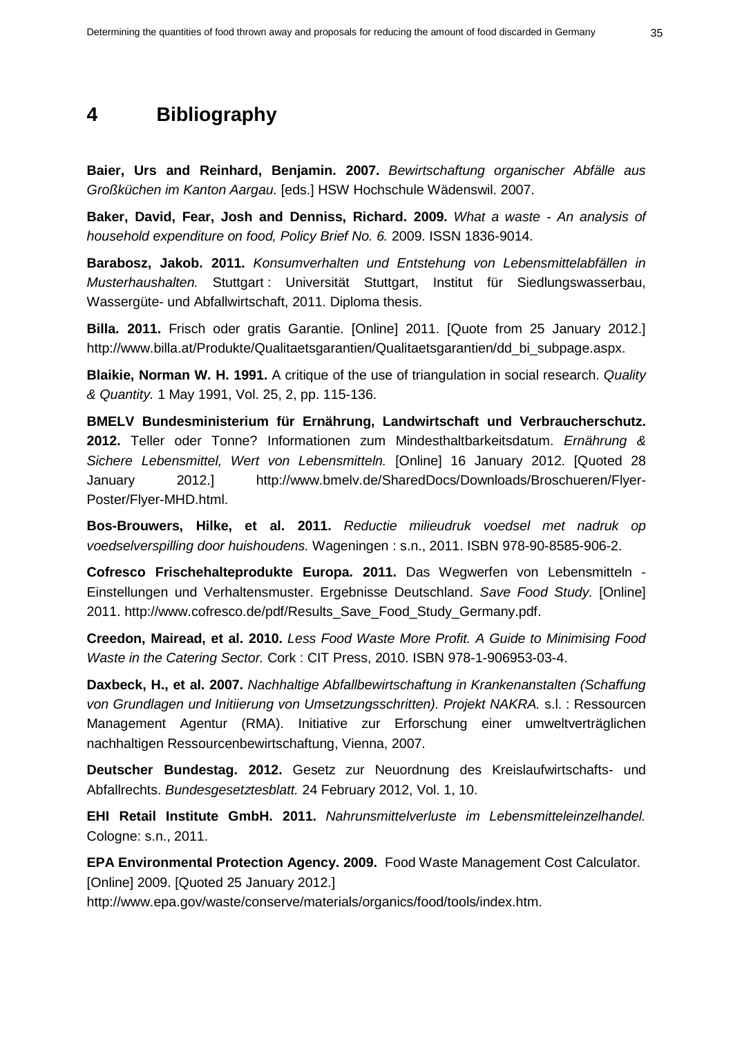# 4 Bibliography

**Baier, Urs and Reinhard, Benjamin. 2007.** *Bewirtschaftung organischer Abfälle aus Großküchen im Kanton Aargau.* [eds.] HSW Hochschule Wädenswil. 2007.

**Baker, David, Fear, Josh and Denniss, Richard. 2009.** *What a waste - An analysis of household expenditure on food, Policy Brief No. 6.* 2009. ISSN 1836-9014.

**Barabosz, Jakob. 2011.** *Konsumverhalten und Entstehung von Lebensmittelabfällen in Musterhaushalten.* Stuttgart : Universität Stuttgart, Institut für Siedlungswasserbau, Wassergüte- und Abfallwirtschaft, 2011. Diploma thesis.

**Billa. 2011.** Frisch oder gratis Garantie. [Online] 2011. [Quote from 25 January 2012.] http://www.billa.at/Produkte/Qualitaetsgarantien/Qualitaetsgarantien/dd_bi_subpage.aspx.

**Blaikie, Norman W. H. 1991.** A critique of the use of triangulation in social research. *Quality & Quantity.* 1 May 1991, Vol. 25, 2, pp. 115-136.

**BMELV Bundesministerium für Ernährung, Landwirtschaft und Verbraucherschutz. 2012.** Teller oder Tonne? Informationen zum Mindesthaltbarkeitsdatum. *Ernährung & Sichere Lebensmittel, Wert von Lebensmitteln.* [Online] 16 January 2012. [Quoted 28 January 2012.] http://www.bmelv.de/SharedDocs/Downloads/Broschueren/Flyer-Poster/Flyer-MHD.html.

**Bos-Brouwers, Hilke, et al. 2011.** *Reductie milieudruk voedsel met nadruk op voedselverspilling door huishoudens.* Wageningen : s.n., 2011. ISBN 978-90-8585-906-2.

**Cofresco Frischehalteprodukte Europa. 2011.** Das Wegwerfen von Lebensmitteln - Einstellungen und Verhaltensmuster. Ergebnisse Deutschland. *Save Food Study.* [Online] 2011. http://www.cofresco.de/pdf/Results_Save_Food_Study_Germany.pdf.

**Creedon, Mairead, et al. 2010.** *Less Food Waste More Profit. A Guide to Minimising Food Waste in the Catering Sector.* Cork : CIT Press, 2010. ISBN 978-1-906953-03-4.

**Daxbeck, H., et al. 2007.** *Nachhaltige Abfallbewirtschaftung in Krankenanstalten (Schaffung von Grundlagen und Initiierung von Umsetzungsschritten). Projekt NAKRA.* s.l. : Ressourcen Management Agentur (RMA). Initiative zur Erforschung einer umweltverträglichen nachhaltigen Ressourcenbewirtschaftung, Vienna, 2007.

**Deutscher Bundestag. 2012.** Gesetz zur Neuordnung des Kreislaufwirtschafts- und Abfallrechts. *Bundesgesetztesblatt.* 24 February 2012, Vol. 1, 10.

**EHI Retail Institute GmbH. 2011.** *Nahrunsmittelverluste im Lebensmitteleinzelhandel.* Cologne: s.n., 2011.

**EPA Environmental Protection Agency. 2009.** Food Waste Management Cost Calculator. [Online] 2009. [Quoted 25 January 2012.] http://www.epa.gov/waste/conserve/materials/organics/food/tools/index.htm.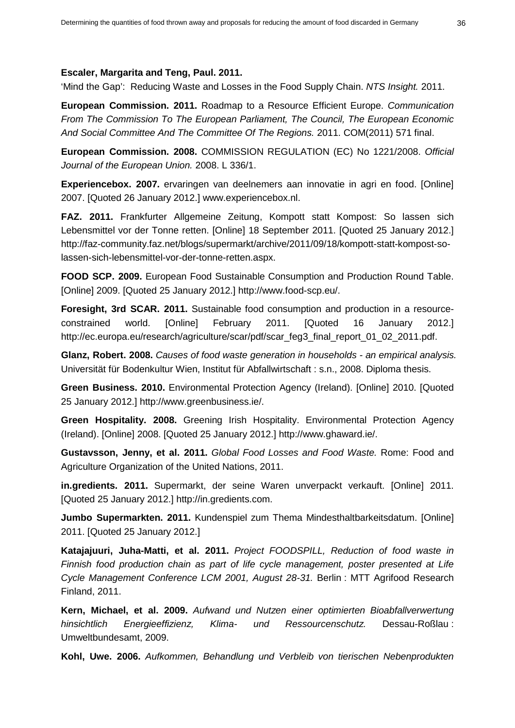**Escaler, Margarita and Teng, Paul. 2011.**
'Mind the Gap': Reducing Waste and Losses in the Food Supply Chain. *NTS Insight.* 2011.

**European Commission. 2011.** Roadmap to a Resource Efficient Europe. *Communication From The Commission To The European Parliament, The Council, The European Economic And Social Committee And The Committee Of The Regions.* 2011. COM(2011) 571 final.

**European Commission. 2008.** COMMISSION REGULATION (EC) No 1221/2008. *Official Journal of the European Union.* 2008. L 336/1.

**Experiencebox. 2007.** ervaringen van deelnemers aan innovatie in agri en food. [Online] 2007. [Quoted 26 January 2012.] www.experiencebox.nl.

**FAZ. 2011.** Frankfurter Allgemeine Zeitung, Kompott statt Kompost: So lassen sich Lebensmittel vor der Tonne retten. [Online] 18 September 2011. [Quoted 25 January 2012.] http://faz-community.faz.net/blogs/supermarkt/archive/2011/09/18/kompott-statt-kompost-so-lassen-sich-lebensmittel-vor-der-tonne-retten.aspx.

**FOOD SCP. 2009.** European Food Sustainable Consumption and Production Round Table. [Online] 2009. [Quoted 25 January 2012.] http://www.food-scp.eu/.

**Foresight, 3rd SCAR. 2011.** Sustainable food consumption and production in a resource-constrained world. [Online] February 2011. [Quoted 16 January 2012.] http://ec.europa.eu/research/agriculture/scar/pdf/scar_feg3_final_report_01_02_2011.pdf.

**Glanz, Robert. 2008.** *Causes of food waste generation in households - an empirical analysis.* Universität für Bodenkultur Wien, Institut für Abfallwirtschaft : s.n., 2008. Diploma thesis.

**Green Business. 2010.** Environmental Protection Agency (Ireland). [Online] 2010. [Quoted 25 January 2012.] http://www.greenbusiness.ie/.

**Green Hospitality. 2008.** Greening Irish Hospitality. Environmental Protection Agency (Ireland). [Online] 2008. [Quoted 25 January 2012.] http://www.ghaward.ie/.

**Gustavsson, Jenny, et al. 2011.** *Global Food Losses and Food Waste.* Rome: Food and Agriculture Organization of the United Nations, 2011.

**in.gredients. 2011.** Supermarkt, der seine Waren unverpackt verkauft. [Online] 2011. [Quoted 25 January 2012.] http://in.gredients.com.

**Jumbo Supermarkten. 2011.** Kundenspiel zum Thema Mindesthaltbarkeitsdatum. [Online] 2011. [Quoted 25 January 2012.]

**Katajajuuri, Juha-Matti, et al. 2011.** *Project FOODSPILL, Reduction of food waste in Finnish food production chain as part of life cycle management, poster presented at Life Cycle Management Conference LCM 2001, August 28-31.* Berlin : MTT Agrifood Research Finland, 2011.

**Kern, Michael, et al. 2009.** *Aufwand und Nutzen einer optimierten Bioabfallverwertung hinsichtlich Energieeffizienz, Klima- und Ressourcenschutz.* Dessau-Roßlau : Umweltbundesamt, 2009.

**Kohl, Uwe. 2006.** *Aufkommen, Behandlung und Verbleib von tierischen Nebenprodukten*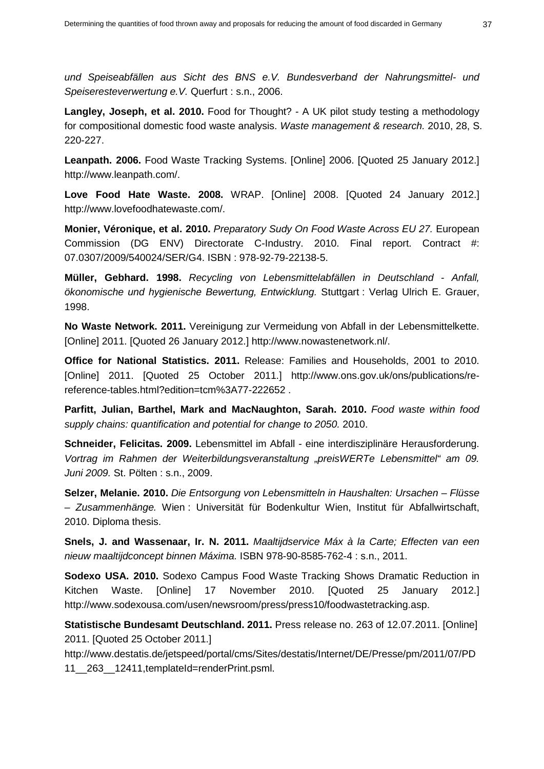*und Speiseabfällen aus Sicht des BNS e.V. Bundesverband der Nahrungsmittel- und Speiseresteverwertung e.V.* Querfurt : s.n., 2006.

**Langley, Joseph, et al. 2010.** Food for Thought? - A UK pilot study testing a methodology for compositional domestic food waste analysis. *Waste management & research.* 2010, 28, S. 220-227.

**Leanpath. 2006.** Food Waste Tracking Systems. [Online] 2006. [Quoted 25 January 2012.] http://www.leanpath.com/.

**Love Food Hate Waste. 2008.** WRAP. [Online] 2008. [Quoted 24 January 2012.] http://www.lovefoodhatewaste.com/.

**Monier, Véronique, et al. 2010.** *Preparatory Sudy On Food Waste Across EU 27.* European Commission (DG ENV) Directorate C-Industry. 2010. Final report. Contract #: 07.0307/2009/540024/SER/G4. ISBN : 978-92-79-22138-5.

**Müller, Gebhard. 1998.** *Recycling von Lebensmittelabfällen in Deutschland - Anfall, ökonomische und hygienische Bewertung, Entwicklung.* Stuttgart : Verlag Ulrich E. Grauer, 1998.

**No Waste Network. 2011.** Vereinigung zur Vermeidung von Abfall in der Lebensmittelkette. [Online] 2011. [Quoted 26 January 2012.] http://www.nowastenetwork.nl/.

**Office for National Statistics. 2011.** Release: Families and Households, 2001 to 2010. [Online] 2011. [Quoted 25 October 2011.] http://www.ons.gov.uk/ons/publications/re-reference-tables.html?edition=tcm%3A77-222652 .

**Parfitt, Julian, Barthel, Mark and MacNaughton, Sarah. 2010.** *Food waste within food supply chains: quantification and potential for change to 2050.* 2010.

**Schneider, Felicitas. 2009.** Lebensmittel im Abfall - eine interdisziplinäre Herausforderung. *Vortrag im Rahmen der Weiterbildungsveranstaltung „preisWERTe Lebensmittel" am 09. Juni 2009.* St. Pölten : s.n., 2009.

**Selzer, Melanie. 2010.** *Die Entsorgung von Lebensmitteln in Haushalten: Ursachen – Flüsse – Zusammenhänge.* Wien : Universität für Bodenkultur Wien, Institut für Abfallwirtschaft, 2010. Diploma thesis.

**Snels, J. and Wassenaar, Ir. N. 2011.** *Maaltijdservice Máx à la Carte; Effecten van een nieuw maaltijdconcept binnen Máxima.* ISBN 978-90-8585-762-4 : s.n., 2011.

**Sodexo USA. 2010.** Sodexo Campus Food Waste Tracking Shows Dramatic Reduction in Kitchen Waste. [Online] 17 November 2010. [Quoted 25 January 2012.] http://www.sodexousa.com/usen/newsroom/press/press10/foodwastetracking.asp.

**Statistische Bundesamt Deutschland. 2011.** Press release no. 263 of 12.07.2011. [Online] 2011. [Quoted 25 October 2011.] http://www.destatis.de/jetspeed/portal/cms/Sites/destatis/Internet/DE/Presse/pm/2011/07/PD11__263__12411,templateId=renderPrint.psml.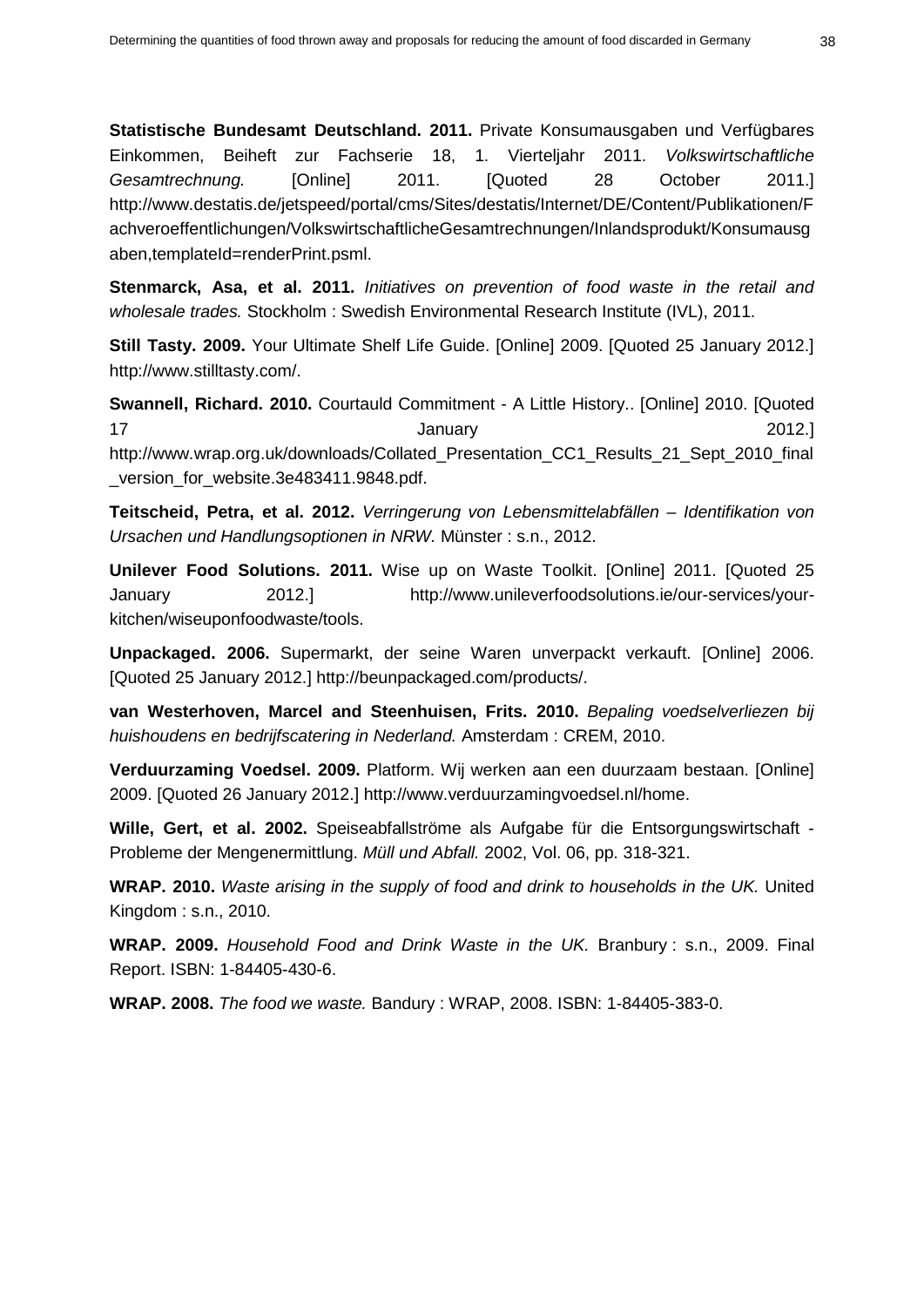**Statistische Bundesamt Deutschland. 2011.** Private Konsumausgaben und Verfügbares Einkommen, Beiheft zur Fachserie 18, 1. Vierteljahr 2011. *Volkswirtschaftliche Gesamtrechnung.* [Online] 2011. [Quoted 28 October 2011.] http://www.destatis.de/jetspeed/portal/cms/Sites/destatis/Internet/DE/Content/Publikationen/Fachveroeffentlichungen/VolkswirtschaftlicheGesamtrechnungen/Inlandsprodukt/Konsumausgaben,templateId=renderPrint.psml.

**Stenmarck, Asa, et al. 2011.** *Initiatives on prevention of food waste in the retail and wholesale trades.* Stockholm : Swedish Environmental Research Institute (IVL), 2011.

**Still Tasty. 2009.** Your Ultimate Shelf Life Guide. [Online] 2009. [Quoted 25 January 2012.] http://www.stilltasty.com/.

**Swannell, Richard. 2010.** Courtauld Commitment - A Little History.. [Online] 2010. [Quoted 17 January 2012.] http://www.wrap.org.uk/downloads/Collated_Presentation_CC1_Results_21_Sept_2010_final_version_for_website.3e483411.9848.pdf.

**Teitscheid, Petra, et al. 2012.** *Verringerung von Lebensmittelabfällen – Identifikation von Ursachen und Handlungsoptionen in NRW.* Münster : s.n., 2012.

**Unilever Food Solutions. 2011.** Wise up on Waste Toolkit. [Online] 2011. [Quoted 25 January 2012.] http://www.unileverfoodsolutions.ie/our-services/your-kitchen/wiseuponfoodwaste/tools.

**Unpackaged. 2006.** Supermarkt, der seine Waren unverpackt verkauft. [Online] 2006. [Quoted 25 January 2012.] http://beunpackaged.com/products/.

**van Westerhoven, Marcel and Steenhuisen, Frits. 2010.** *Bepaling voedselverliezen bij huishoudens en bedrijfscatering in Nederland.* Amsterdam : CREM, 2010.

**Verduurzaming Voedsel. 2009.** Platform. Wij werken aan een duurzaam bestaan. [Online] 2009. [Quoted 26 January 2012.] http://www.verduurzamingvoedsel.nl/home.

**Wille, Gert, et al. 2002.** Speiseabfallströme als Aufgabe für die Entsorgungswirtschaft - Probleme der Mengenermittlung. *Müll und Abfall.* 2002, Vol. 06, pp. 318-321.

**WRAP. 2010.** *Waste arising in the supply of food and drink to households in the UK.* United Kingdom : s.n., 2010.

**WRAP. 2009.** *Household Food and Drink Waste in the UK.* Branbury : s.n., 2009. Final Report. ISBN: 1-84405-430-6.

**WRAP. 2008.** *The food we waste.* Bandury : WRAP, 2008. ISBN: 1-84405-383-0.